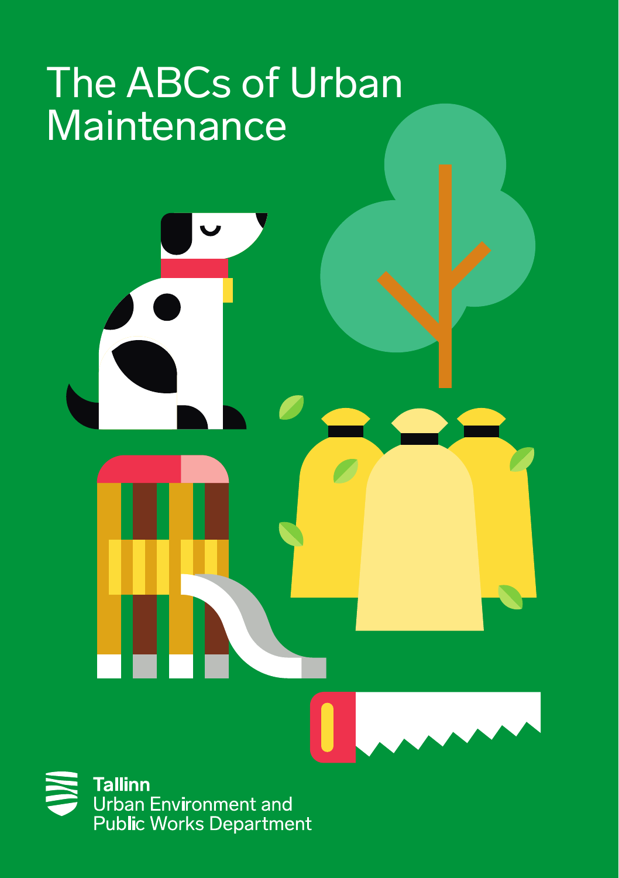# The ABCs of Urban Maintenance

**Tallinn**
Urban Environment and
Public Works Department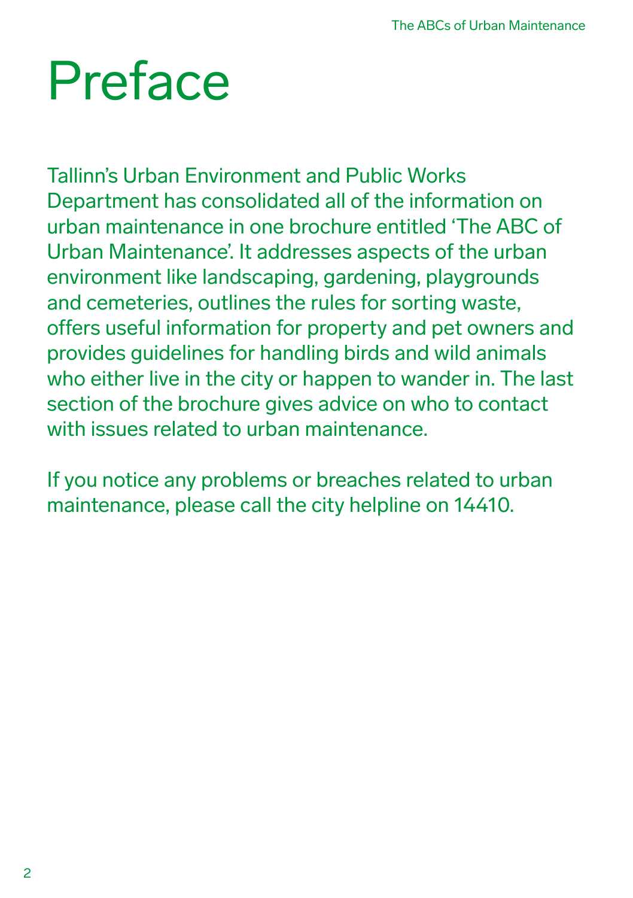# Preface

Tallinn's Urban Environment and Public Works Department has consolidated all of the information on urban maintenance in one brochure entitled 'The ABC of Urban Maintenance'. It addresses aspects of the urban environment like landscaping, gardening, playgrounds and cemeteries, outlines the rules for sorting waste, offers useful information for property and pet owners and provides guidelines for handling birds and wild animals who either live in the city or happen to wander in. The last section of the brochure gives advice on who to contact with issues related to urban maintenance.

If you notice any problems or breaches related to urban maintenance, please call the city helpline on 14410.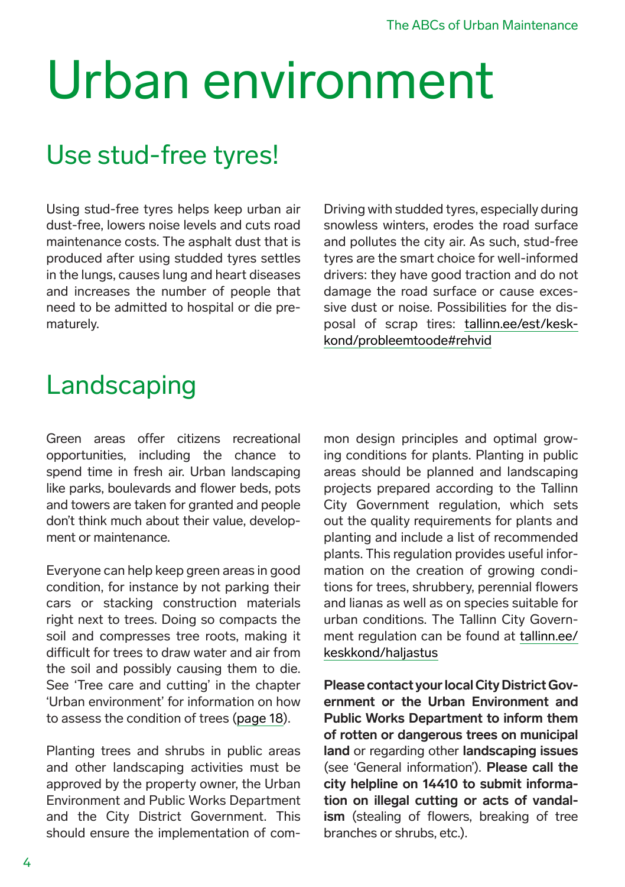# Urban environment

## Use stud-free tyres!

Using stud-free tyres helps keep urban air dust-free, lowers noise levels and cuts road maintenance costs. The asphalt dust that is produced after using studded tyres settles in the lungs, causes lung and heart diseases and increases the number of people that need to be admitted to hospital or die prematurely.

Driving with studded tyres, especially during snowless winters, erodes the road surface and pollutes the city air. As such, stud-free tyres are the smart choice for well-informed drivers: they have good traction and do not damage the road surface or cause excessive dust or noise. Possibilities for the disposal of scrap tires: tallinn.ee/est/keskkond/probleemtoode#rehvid

## Landscaping

Green areas offer citizens recreational opportunities, including the chance to spend time in fresh air. Urban landscaping like parks, boulevards and flower beds, pots and towers are taken for granted and people don't think much about their value, development or maintenance.

Everyone can help keep green areas in good condition, for instance by not parking their cars or stacking construction materials right next to trees. Doing so compacts the soil and compresses tree roots, making it difficult for trees to draw water and air from the soil and possibly causing them to die. See 'Tree care and cutting' in the chapter 'Urban environment' for information on how to assess the condition of trees (page 18).

Planting trees and shrubs in public areas and other landscaping activities must be approved by the property owner, the Urban Environment and Public Works Department and the City District Government. This should ensure the implementation of common design principles and optimal growing conditions for plants. Planting in public areas should be planned and landscaping projects prepared according to the Tallinn City Government regulation, which sets out the quality requirements for plants and planting and include a list of recommended plants. This regulation provides useful information on the creation of growing conditions for trees, shrubbery, perennial flowers and lianas as well as on species suitable for urban conditions. The Tallinn City Government regulation can be found at tallinn.ee/keskkond/haljastus

**Please contact your local City District Government or the Urban Environment and Public Works Department to inform them of rotten or dangerous trees on municipal land** or regarding other **landscaping issues** (see 'General information'). **Please call the city helpline on 14410 to submit information on illegal cutting or acts of vandalism** (stealing of flowers, breaking of tree branches or shrubs, etc.).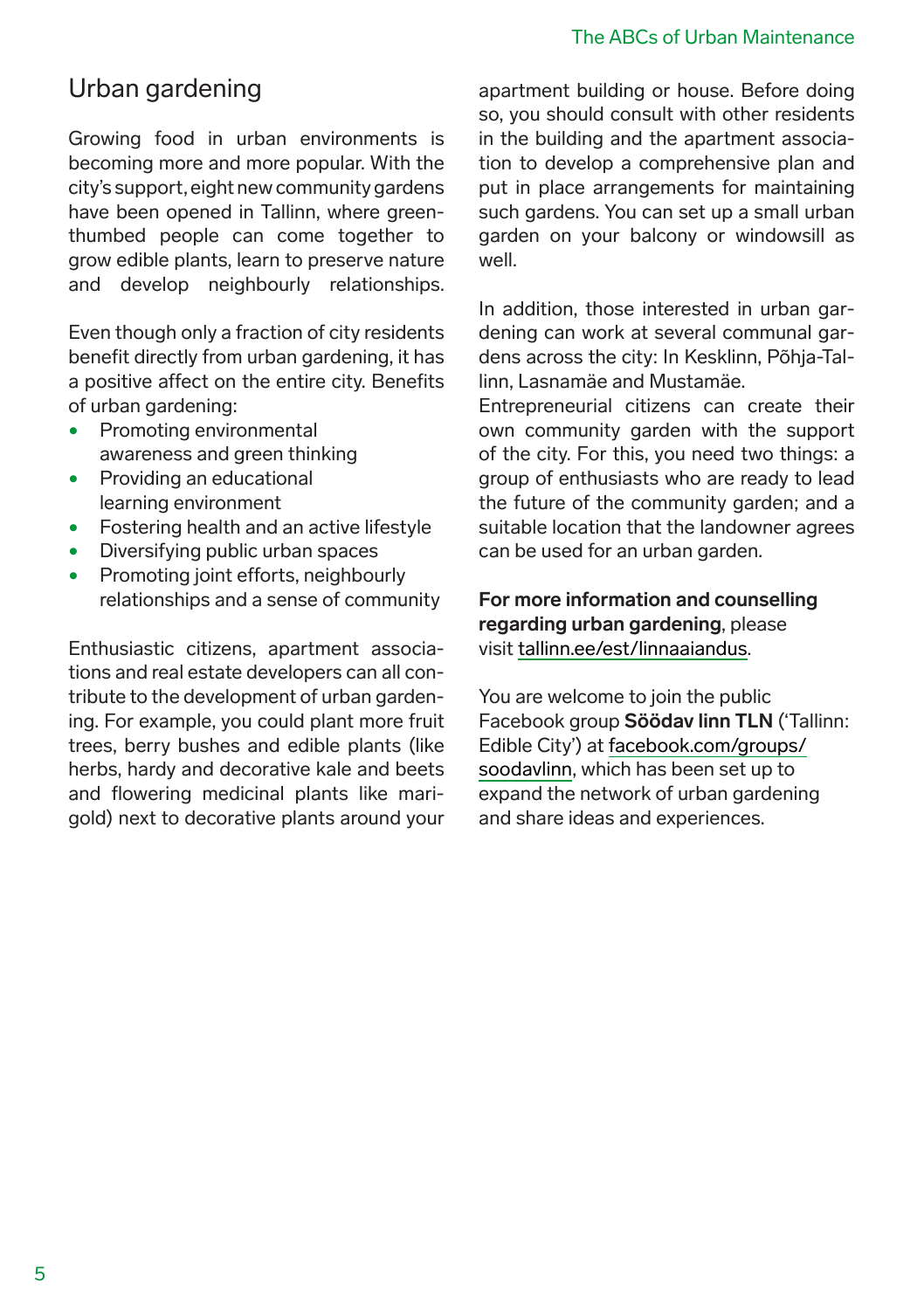## Urban gardening

Growing food in urban environments is becoming more and more popular. With the city's support, eight new community gardens have been opened in Tallinn, where green-thumbed people can come together to grow edible plants, learn to preserve nature and develop neighbourly relationships.

Even though only a fraction of city residents benefit directly from urban gardening, it has a positive affect on the entire city. Benefits of urban gardening:

- Promoting environmental awareness and green thinking
- Providing an educational learning environment
- Fostering health and an active lifestyle
- Diversifying public urban spaces
- Promoting joint efforts, neighbourly relationships and a sense of community

Enthusiastic citizens, apartment associations and real estate developers can all contribute to the development of urban gardening. For example, you could plant more fruit trees, berry bushes and edible plants (like herbs, hardy and decorative kale and beets and flowering medicinal plants like marigold) next to decorative plants around your apartment building or house. Before doing so, you should consult with other residents in the building and the apartment association to develop a comprehensive plan and put in place arrangements for maintaining such gardens. You can set up a small urban garden on your balcony or windowsill as well.

In addition, those interested in urban gardening can work at several communal gardens across the city: In Kesklinn, Põhja-Tallinn, Lasnamäe and Mustamäe.
Entrepreneurial citizens can create their own community garden with the support of the city. For this, you need two things: a group of enthusiasts who are ready to lead the future of the community garden; and a suitable location that the landowner agrees can be used for an urban garden.

**For more information and counselling regarding urban gardening**, please visit tallinn.ee/est/linnaaiandus.

You are welcome to join the public Facebook group **Söödav linn TLN** ('Tallinn: Edible City') at facebook.com/groups/soodavlinn, which has been set up to expand the network of urban gardening and share ideas and experiences.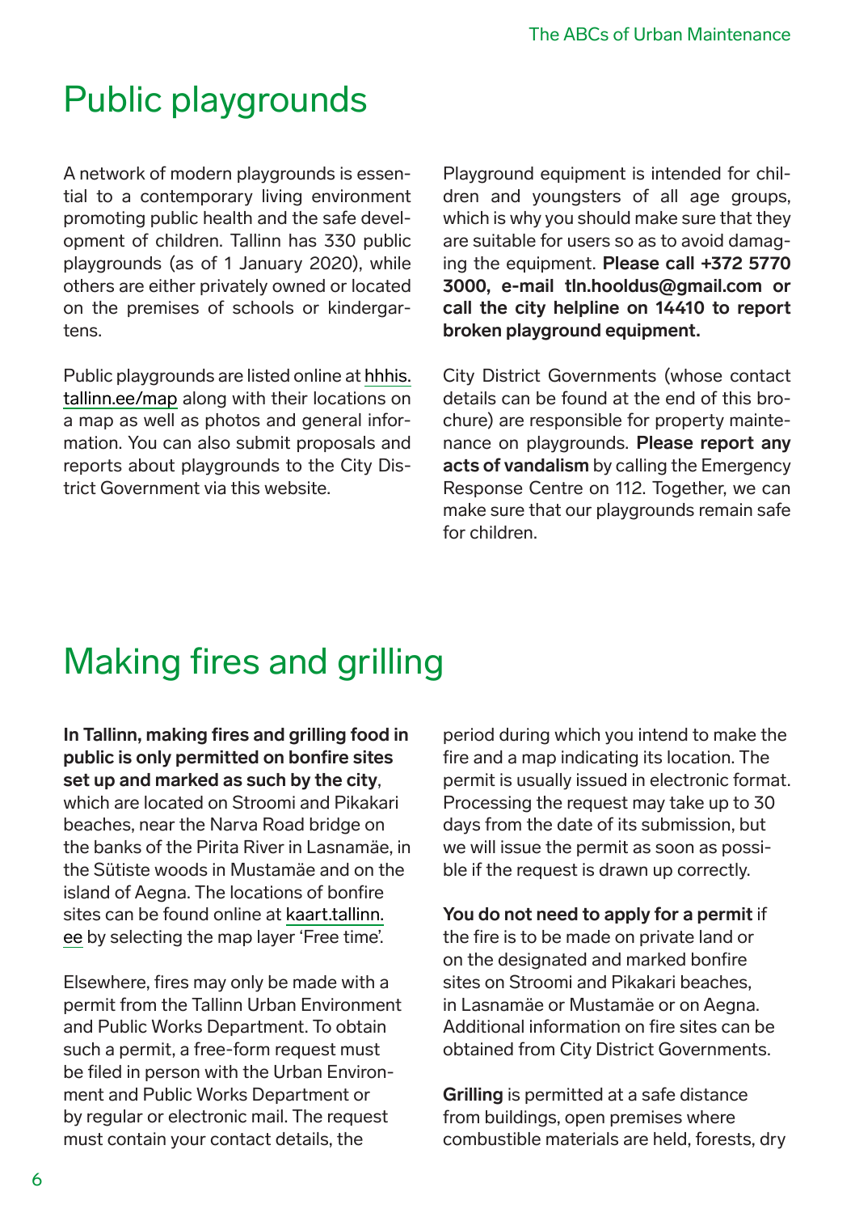# Public playgrounds

A network of modern playgrounds is essential to a contemporary living environment promoting public health and the safe development of children. Tallinn has 330 public playgrounds (as of 1 January 2020), while others are either privately owned or located on the premises of schools or kindergartens.

Public playgrounds are listed online at hhhis.tallinn.ee/map along with their locations on a map as well as photos and general information. You can also submit proposals and reports about playgrounds to the City District Government via this website.

Playground equipment is intended for children and youngsters of all age groups, which is why you should make sure that they are suitable for users so as to avoid damaging the equipment. **Please call +372 5770 3000, e-mail tln.hooldus@gmail.com or call the city helpline on 14410 to report broken playground equipment.**

City District Governments (whose contact details can be found at the end of this brochure) are responsible for property maintenance on playgrounds. **Please report any acts of vandalism** by calling the Emergency Response Centre on 112. Together, we can make sure that our playgrounds remain safe for children.

# Making fires and grilling

**In Tallinn, making fires and grilling food in public is only permitted on bonfire sites set up and marked as such by the city**, which are located on Stroomi and Pikakari beaches, near the Narva Road bridge on the banks of the Pirita River in Lasnamäe, in the Sütiste woods in Mustamäe and on the island of Aegna. The locations of bonfire sites can be found online at kaart.tallinn.ee by selecting the map layer 'Free time'.

Elsewhere, fires may only be made with a permit from the Tallinn Urban Environment and Public Works Department. To obtain such a permit, a free-form request must be filed in person with the Urban Environment and Public Works Department or by regular or electronic mail. The request must contain your contact details, the period during which you intend to make the fire and a map indicating its location. The permit is usually issued in electronic format. Processing the request may take up to 30 days from the date of its submission, but we will issue the permit as soon as possible if the request is drawn up correctly.

**You do not need to apply for a permit** if the fire is to be made on private land or on the designated and marked bonfire sites on Stroomi and Pikakari beaches, in Lasnamäe or Mustamäe or on Aegna. Additional information on fire sites can be obtained from City District Governments.

**Grilling** is permitted at a safe distance from buildings, open premises where combustible materials are held, forests, dry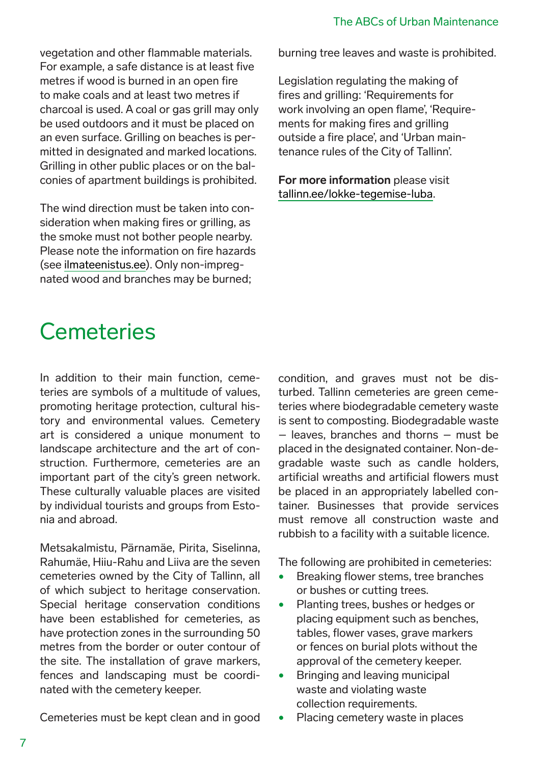vegetation and other flammable materials. For example, a safe distance is at least five metres if wood is burned in an open fire to make coals and at least two metres if charcoal is used. A coal or gas grill may only be used outdoors and it must be placed on an even surface. Grilling on beaches is permitted in designated and marked locations. Grilling in other public places or on the balconies of apartment buildings is prohibited.

The wind direction must be taken into consideration when making fires or grilling, as the smoke must not bother people nearby. Please note the information on fire hazards (see ilmateenistus.ee). Only non-impregnated wood and branches may be burned; burning tree leaves and waste is prohibited.

Legislation regulating the making of fires and grilling: 'Requirements for work involving an open flame', 'Requirements for making fires and grilling outside a fire place', and 'Urban maintenance rules of the City of Tallinn'.

**For more information** please visit tallinn.ee/lokke-tegemise-luba.

# Cemeteries

In addition to their main function, cemeteries are symbols of a multitude of values, promoting heritage protection, cultural history and environmental values. Cemetery art is considered a unique monument to landscape architecture and the art of construction. Furthermore, cemeteries are an important part of the city's green network. These culturally valuable places are visited by individual tourists and groups from Estonia and abroad.

Metsakalmistu, Pärnamäe, Pirita, Siselinna, Rahumäe, Hiiu-Rahu and Liiva are the seven cemeteries owned by the City of Tallinn, all of which subject to heritage conservation. Special heritage conservation conditions have been established for cemeteries, as have protection zones in the surrounding 50 metres from the border or outer contour of the site. The installation of grave markers, fences and landscaping must be coordinated with the cemetery keeper.

Cemeteries must be kept clean and in good condition, and graves must not be disturbed. Tallinn cemeteries are green cemeteries where biodegradable cemetery waste is sent to composting. Biodegradable waste – leaves, branches and thorns – must be placed in the designated container. Non-degradable waste such as candle holders, artificial wreaths and artificial flowers must be placed in an appropriately labelled container. Businesses that provide services must remove all construction waste and rubbish to a facility with a suitable licence.

The following are prohibited in cemeteries:

- Breaking flower stems, tree branches or bushes or cutting trees.
- Planting trees, bushes or hedges or placing equipment such as benches, tables, flower vases, grave markers or fences on burial plots without the approval of the cemetery keeper.
- Bringing and leaving municipal waste and violating waste collection requirements.
- Placing cemetery waste in places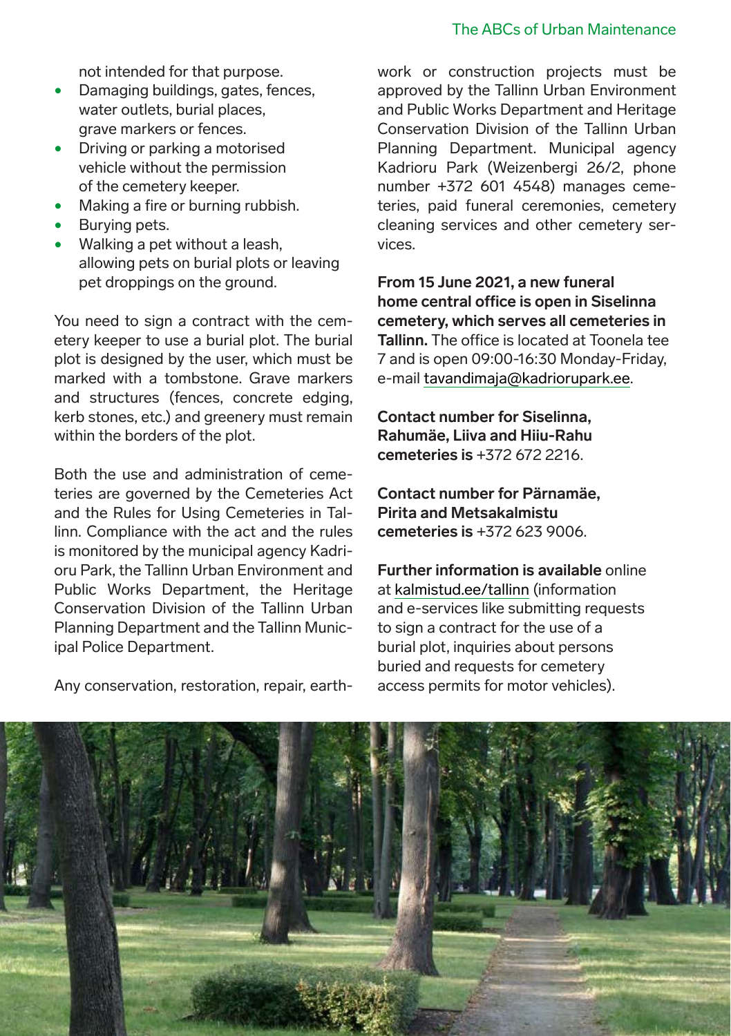not intended for that purpose.

- Damaging buildings, gates, fences, water outlets, burial places, grave markers or fences.
- Driving or parking a motorised vehicle without the permission of the cemetery keeper.
- Making a fire or burning rubbish.
- Burying pets.
- Walking a pet without a leash, allowing pets on burial plots or leaving pet droppings on the ground.

You need to sign a contract with the cemetery keeper to use a burial plot. The burial plot is designed by the user, which must be marked with a tombstone. Grave markers and structures (fences, concrete edging, kerb stones, etc.) and greenery must remain within the borders of the plot.

Both the use and administration of cemeteries are governed by the Cemeteries Act and the Rules for Using Cemeteries in Tallinn. Compliance with the act and the rules is monitored by the municipal agency Kadrioru Park, the Tallinn Urban Environment and Public Works Department, the Heritage Conservation Division of the Tallinn Urban Planning Department and the Tallinn Municipal Police Department.

Any conservation, restoration, repair, earthwork or construction projects must be approved by the Tallinn Urban Environment and Public Works Department and Heritage Conservation Division of the Tallinn Urban Planning Department. Municipal agency Kadrioru Park (Weizenbergi 26/2, phone number +372 601 4548) manages cemeteries, paid funeral ceremonies, cemetery cleaning services and other cemetery services.

**From 15 June 2021, a new funeral home central office is open in Siselinna cemetery, which serves all cemeteries in Tallinn.** The office is located at Toonela tee 7 and is open 09:00-16:30 Monday-Friday, e-mail tavandimaja@kadriorupark.ee.

**Contact number for Siselinna, Rahumäe, Liiva and Hiiu-Rahu cemeteries is** +372 672 2216.

**Contact number for Pärnamäe, Pirita and Metsakalmistu cemeteries is** +372 623 9006.

**Further information is available** online at kalmistud.ee/tallinn (information and e-services like submitting requests to sign a contract for the use of a burial plot, inquiries about persons buried and requests for cemetery access permits for motor vehicles).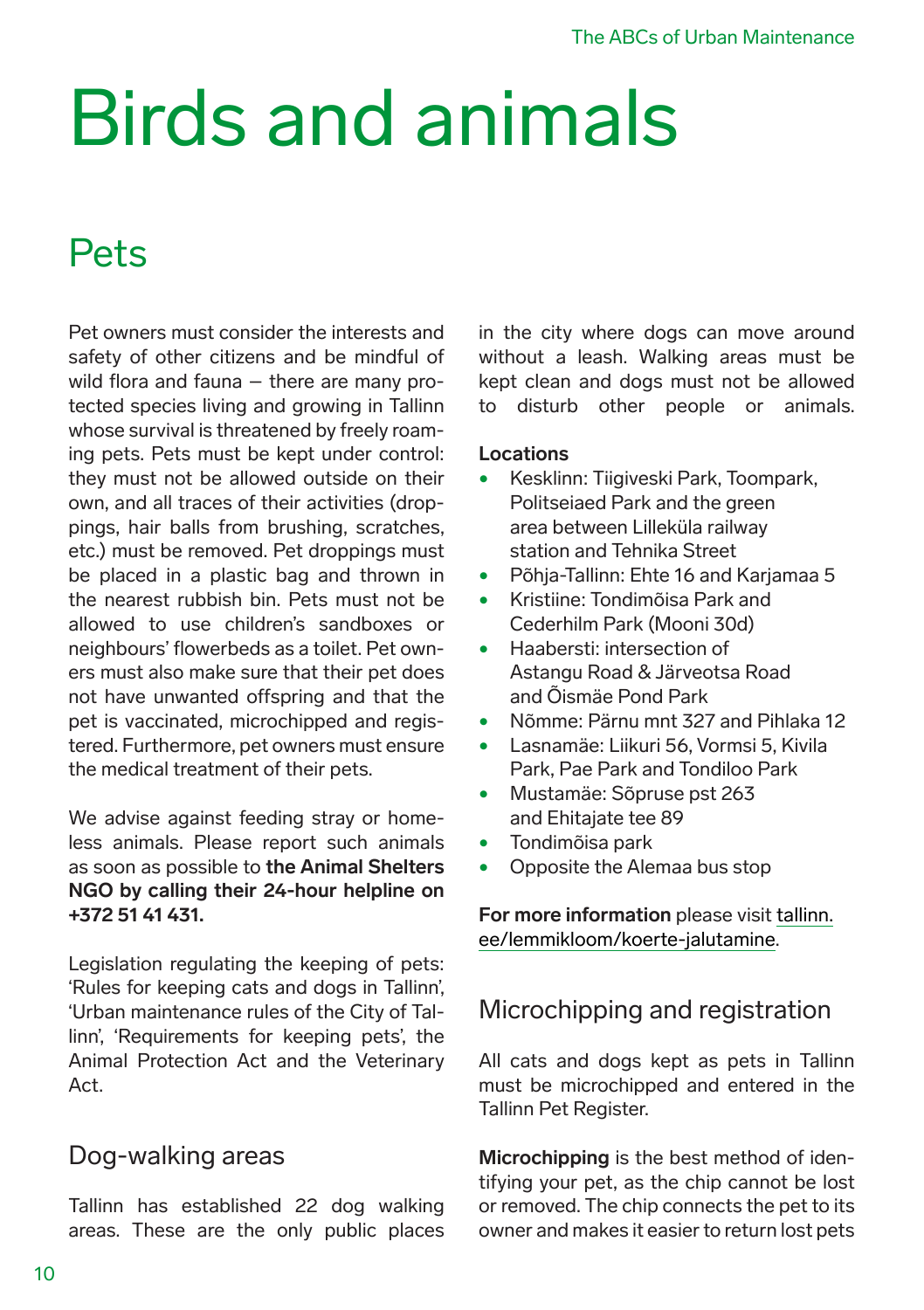# Birds and animals

## Pets

Pet owners must consider the interests and safety of other citizens and be mindful of wild flora and fauna – there are many protected species living and growing in Tallinn whose survival is threatened by freely roaming pets. Pets must be kept under control: they must not be allowed outside on their own, and all traces of their activities (droppings, hair balls from brushing, scratches, etc.) must be removed. Pet droppings must be placed in a plastic bag and thrown in the nearest rubbish bin. Pets must not be allowed to use children's sandboxes or neighbours' flowerbeds as a toilet. Pet owners must also make sure that their pet does not have unwanted offspring and that the pet is vaccinated, microchipped and registered. Furthermore, pet owners must ensure the medical treatment of their pets.

We advise against feeding stray or homeless animals. Please report such animals as soon as possible to **the Animal Shelters NGO by calling their 24-hour helpline on +372 51 41 431.**

Legislation regulating the keeping of pets: 'Rules for keeping cats and dogs in Tallinn', 'Urban maintenance rules of the City of Tallinn', 'Requirements for keeping pets', the Animal Protection Act and the Veterinary Act.

### Dog-walking areas

Tallinn has established 22 dog walking areas. These are the only public places in the city where dogs can move around without a leash. Walking areas must be kept clean and dogs must not be allowed to disturb other people or animals.

**Locations**

- Kesklinn: Tiigiveski Park, Toompark, Politseiaed Park and the green area between Lilleküla railway station and Tehnika Street
- Põhja-Tallinn: Ehte 16 and Karjamaa 5
- Kristiine: Tondimõisa Park and Cederhilm Park (Mooni 30d)
- Haabersti: intersection of Astangu Road & Järveotsa Road and Õismäe Pond Park
- Nõmme: Pärnu mnt 327 and Pihlaka 12
- Lasnamäe: Liikuri 56, Vormsi 5, Kivila Park, Pae Park and Tondiloo Park
- Mustamäe: Sõpruse pst 263 and Ehitajate tee 89
- Tondimõisa park
- Opposite the Alemaa bus stop

**For more information** please visit tallinn.ee/lemmikloom/koerte-jalutamine.

### Microchipping and registration

All cats and dogs kept as pets in Tallinn must be microchipped and entered in the Tallinn Pet Register.

**Microchipping** is the best method of identifying your pet, as the chip cannot be lost or removed. The chip connects the pet to its owner and makes it easier to return lost pets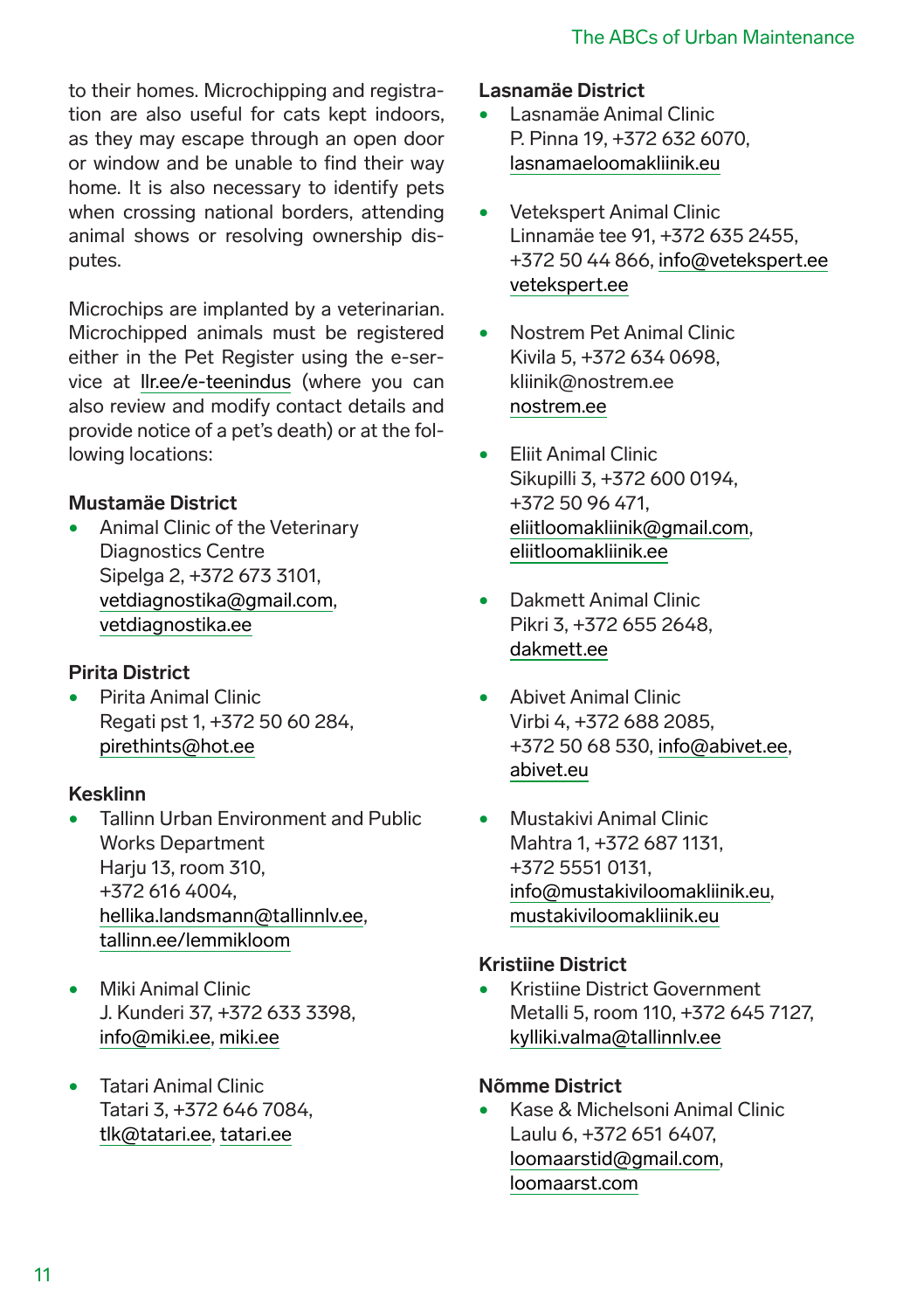to their homes. Microchipping and registration are also useful for cats kept indoors, as they may escape through an open door or window and be unable to find their way home. It is also necessary to identify pets when crossing national borders, attending animal shows or resolving ownership disputes.

Microchips are implanted by a veterinarian. Microchipped animals must be registered either in the Pet Register using the e-service at llr.ee/e-teenindus (where you can also review and modify contact details and provide notice of a pet's death) or at the following locations:

**Mustamäe District**

- Animal Clinic of the Veterinary Diagnostics Centre
  Sipelga 2, +372 673 3101,
  vetdiagnostika@gmail.com,
  vetdiagnostika.ee

**Pirita District**

- Pirita Animal Clinic
  Regati pst 1, +372 50 60 284,
  pirethints@hot.ee

**Kesklinn**

- Tallinn Urban Environment and Public Works Department
  Harju 13, room 310,
  +372 616 4004,
  hellika.landsmann@tallinnlv.ee,
  tallinn.ee/lemmikloom

- Miki Animal Clinic
  J. Kunderi 37, +372 633 3398,
  info@miki.ee, miki.ee

- Tatari Animal Clinic
  Tatari 3, +372 646 7084,
  tlk@tatari.ee, tatari.ee

**Lasnamäe District**

- Lasnamäe Animal Clinic
  P. Pinna 19, +372 632 6070,
  lasnamaeloomakliinik.eu

- Vetekspert Animal Clinic
  Linnamäe tee 91, +372 635 2455,
  +372 50 44 866, info@vetekspert.ee
  vetekspert.ee

- Nostrem Pet Animal Clinic
  Kivila 5, +372 634 0698,
  kliinik@nostrem.ee
  nostrem.ee

- Eliit Animal Clinic
  Sikupilli 3, +372 600 0194,
  +372 50 96 471,
  eliitloomakliinik@gmail.com,
  eliitloomakliinik.ee

- Dakmett Animal Clinic
  Pikri 3, +372 655 2648,
  dakmett.ee

- Abivet Animal Clinic
  Virbi 4, +372 688 2085,
  +372 50 68 530, info@abivet.ee,
  abivet.eu

- Mustakivi Animal Clinic
  Mahtra 1, +372 687 1131,
  +372 5551 0131,
  info@mustakiviloomakliinik.eu,
  mustakiviloomakliinik.eu

**Kristiine District**

- Kristiine District Government
  Metalli 5, room 110, +372 645 7127,
  kylliki.valma@tallinnlv.ee

**Nõmme District**

- Kase & Michelsoni Animal Clinic
  Laulu 6, +372 651 6407,
  loomaarstid@gmail.com,
  loomaarst.com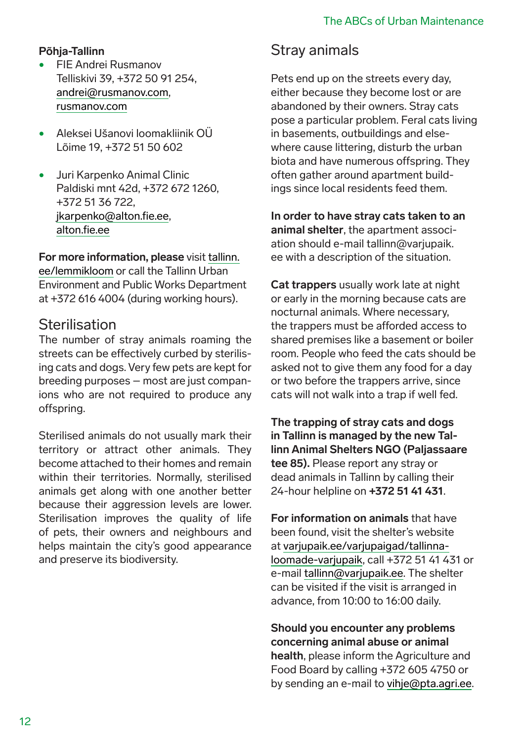**Põhja-Tallinn**

- FIE Andrei Rusmanov
  Telliskivi 39, +372 50 91 254,
  andrei@rusmanov.com,
  rusmanov.com

- Aleksei Ušanovi loomakliinik OÜ
  Lõime 19, +372 51 50 602

- Juri Karpenko Animal Clinic
  Paldiski mnt 42d, +372 672 1260,
  +372 51 36 722,
  jkarpenko@alton.fie.ee,
  alton.fie.ee

**For more information, please** visit tallinn.ee/lemmikloom or call the Tallinn Urban Environment and Public Works Department at +372 616 4004 (during working hours).

## Sterilisation

The number of stray animals roaming the streets can be effectively curbed by sterilising cats and dogs. Very few pets are kept for breeding purposes – most are just companions who are not required to produce any offspring.

Sterilised animals do not usually mark their territory or attract other animals. They become attached to their homes and remain within their territories. Normally, sterilised animals get along with one another better because their aggression levels are lower. Sterilisation improves the quality of life of pets, their owners and neighbours and helps maintain the city's good appearance and preserve its biodiversity.

## Stray animals

Pets end up on the streets every day, either because they become lost or are abandoned by their owners. Stray cats pose a particular problem. Feral cats living in basements, outbuildings and elsewhere cause littering, disturb the urban biota and have numerous offspring. They often gather around apartment buildings since local residents feed them.

**In order to have stray cats taken to an animal shelter**, the apartment association should e-mail tallinn@varjupaik.ee with a description of the situation.

**Cat trappers** usually work late at night or early in the morning because cats are nocturnal animals. Where necessary, the trappers must be afforded access to shared premises like a basement or boiler room. People who feed the cats should be asked not to give them any food for a day or two before the trappers arrive, since cats will not walk into a trap if well fed.

**The trapping of stray cats and dogs in Tallinn is managed by the new Tallinn Animal Shelters NGO (Paljassaare tee 85).** Please report any stray or dead animals in Tallinn by calling their 24-hour helpline on **+372 51 41 431**.

**For information on animals** that have been found, visit the shelter's website at varjupaik.ee/varjupaigad/tallinna-loomade-varjupaik, call +372 51 41 431 or e-mail tallinn@varjupaik.ee. The shelter can be visited if the visit is arranged in advance, from 10:00 to 16:00 daily.

**Should you encounter any problems concerning animal abuse or animal health**, please inform the Agriculture and Food Board by calling +372 605 4750 or by sending an e-mail to vihje@pta.agri.ee.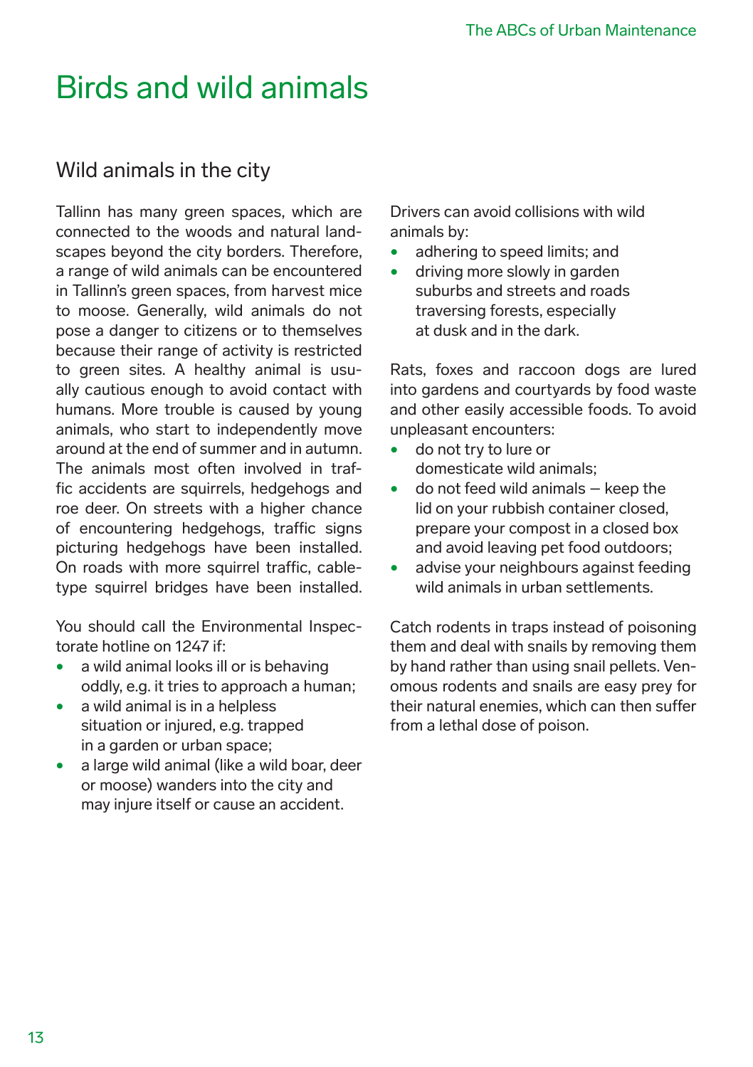# Birds and wild animals

## Wild animals in the city

Tallinn has many green spaces, which are connected to the woods and natural landscapes beyond the city borders. Therefore, a range of wild animals can be encountered in Tallinn's green spaces, from harvest mice to moose. Generally, wild animals do not pose a danger to citizens or to themselves because their range of activity is restricted to green sites. A healthy animal is usually cautious enough to avoid contact with humans. More trouble is caused by young animals, who start to independently move around at the end of summer and in autumn. The animals most often involved in traffic accidents are squirrels, hedgehogs and roe deer. On streets with a higher chance of encountering hedgehogs, traffic signs picturing hedgehogs have been installed. On roads with more squirrel traffic, cable-type squirrel bridges have been installed.

You should call the Environmental Inspectorate hotline on 1247 if:

- a wild animal looks ill or is behaving oddly, e.g. it tries to approach a human;
- a wild animal is in a helpless situation or injured, e.g. trapped in a garden or urban space;
- a large wild animal (like a wild boar, deer or moose) wanders into the city and may injure itself or cause an accident.

Drivers can avoid collisions with wild animals by:

- adhering to speed limits; and
- driving more slowly in garden suburbs and streets and roads traversing forests, especially at dusk and in the dark.

Rats, foxes and raccoon dogs are lured into gardens and courtyards by food waste and other easily accessible foods. To avoid unpleasant encounters:

- do not try to lure or domesticate wild animals;
- do not feed wild animals – keep the lid on your rubbish container closed, prepare your compost in a closed box and avoid leaving pet food outdoors;
- advise your neighbours against feeding wild animals in urban settlements.

Catch rodents in traps instead of poisoning them and deal with snails by removing them by hand rather than using snail pellets. Venomous rodents and snails are easy prey for their natural enemies, which can then suffer from a lethal dose of poison.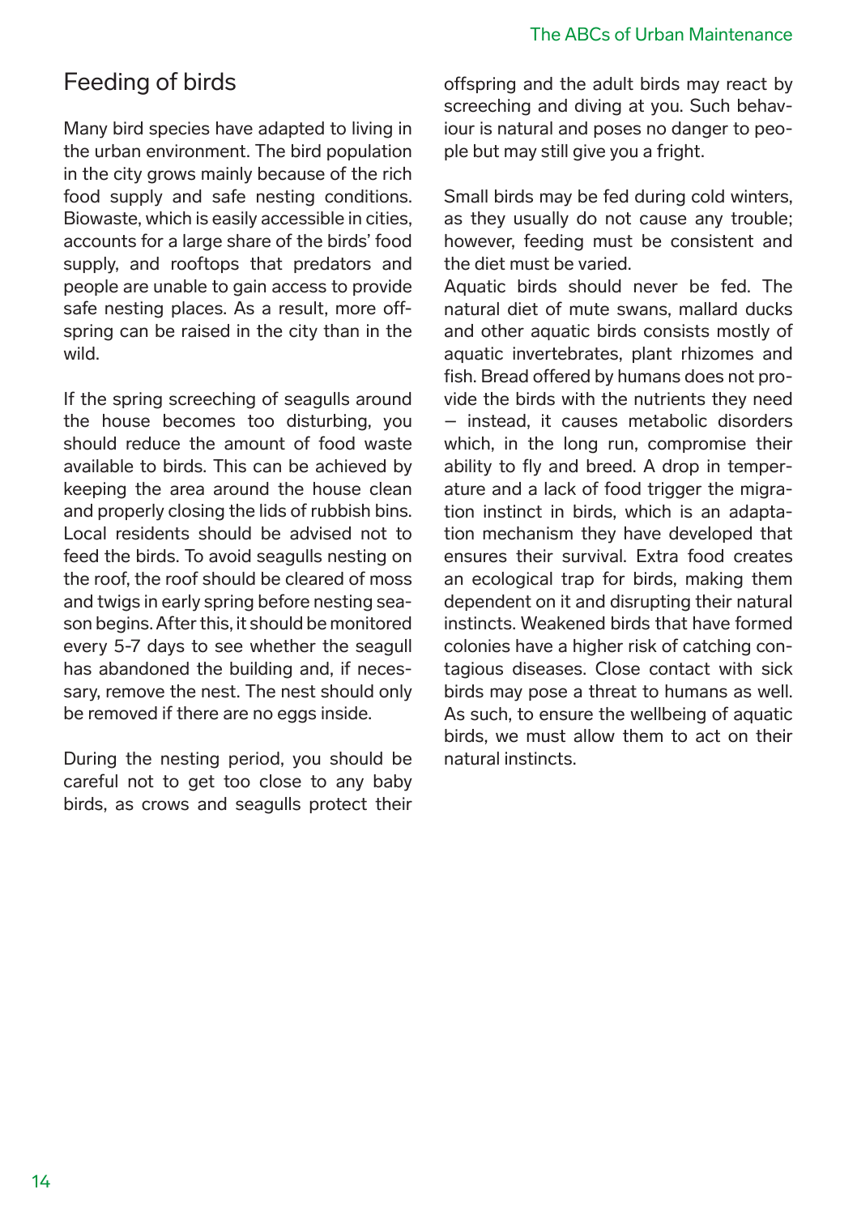## Feeding of birds

Many bird species have adapted to living in the urban environment. The bird population in the city grows mainly because of the rich food supply and safe nesting conditions. Biowaste, which is easily accessible in cities, accounts for a large share of the birds' food supply, and rooftops that predators and people are unable to gain access to provide safe nesting places. As a result, more offspring can be raised in the city than in the wild.

If the spring screeching of seagulls around the house becomes too disturbing, you should reduce the amount of food waste available to birds. This can be achieved by keeping the area around the house clean and properly closing the lids of rubbish bins. Local residents should be advised not to feed the birds. To avoid seagulls nesting on the roof, the roof should be cleared of moss and twigs in early spring before nesting season begins. After this, it should be monitored every 5-7 days to see whether the seagull has abandoned the building and, if necessary, remove the nest. The nest should only be removed if there are no eggs inside.

During the nesting period, you should be careful not to get too close to any baby birds, as crows and seagulls protect their offspring and the adult birds may react by screeching and diving at you. Such behaviour is natural and poses no danger to people but may still give you a fright.

Small birds may be fed during cold winters, as they usually do not cause any trouble; however, feeding must be consistent and the diet must be varied.

Aquatic birds should never be fed. The natural diet of mute swans, mallard ducks and other aquatic birds consists mostly of aquatic invertebrates, plant rhizomes and fish. Bread offered by humans does not provide the birds with the nutrients they need – instead, it causes metabolic disorders which, in the long run, compromise their ability to fly and breed. A drop in temperature and a lack of food trigger the migration instinct in birds, which is an adaptation mechanism they have developed that ensures their survival. Extra food creates an ecological trap for birds, making them dependent on it and disrupting their natural instincts. Weakened birds that have formed colonies have a higher risk of catching contagious diseases. Close contact with sick birds may pose a threat to humans as well. As such, to ensure the wellbeing of aquatic birds, we must allow them to act on their natural instincts.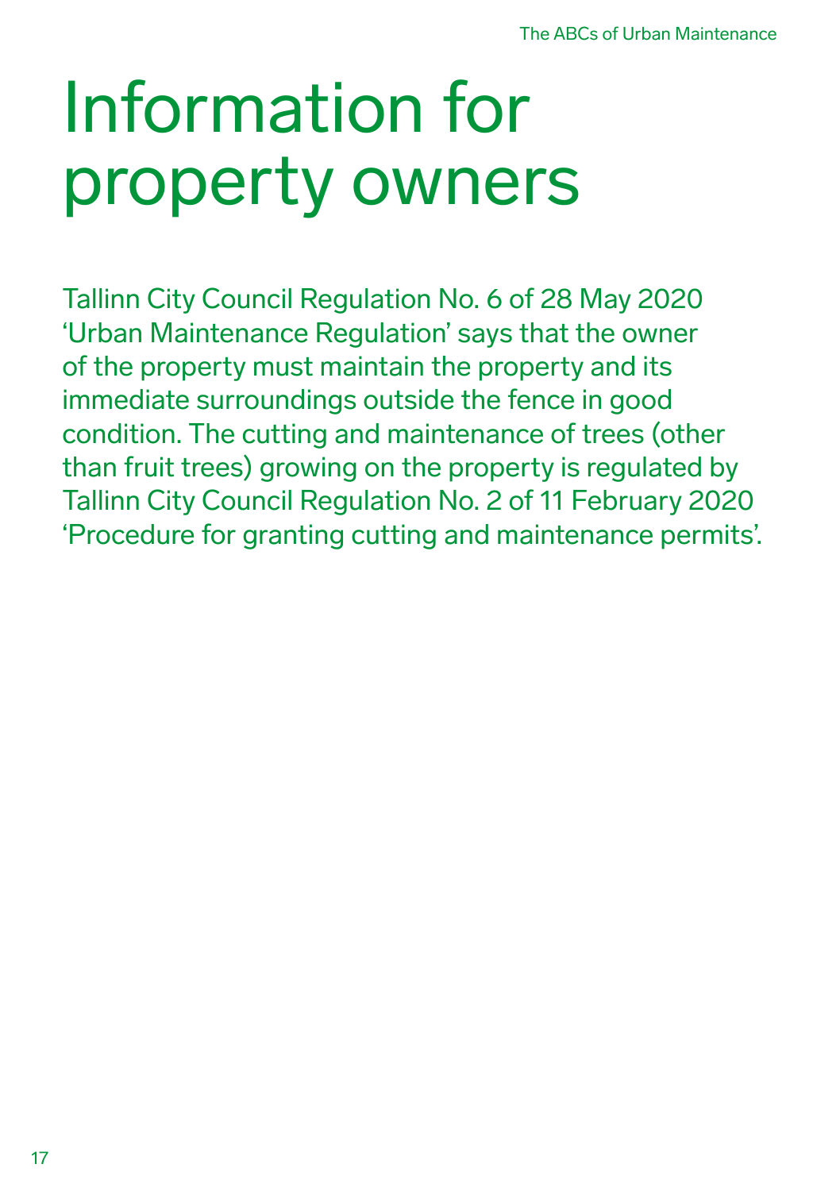# Information for property owners

Tallinn City Council Regulation No. 6 of 28 May 2020 'Urban Maintenance Regulation' says that the owner of the property must maintain the property and its immediate surroundings outside the fence in good condition. The cutting and maintenance of trees (other than fruit trees) growing on the property is regulated by Tallinn City Council Regulation No. 2 of 11 February 2020 'Procedure for granting cutting and maintenance permits'.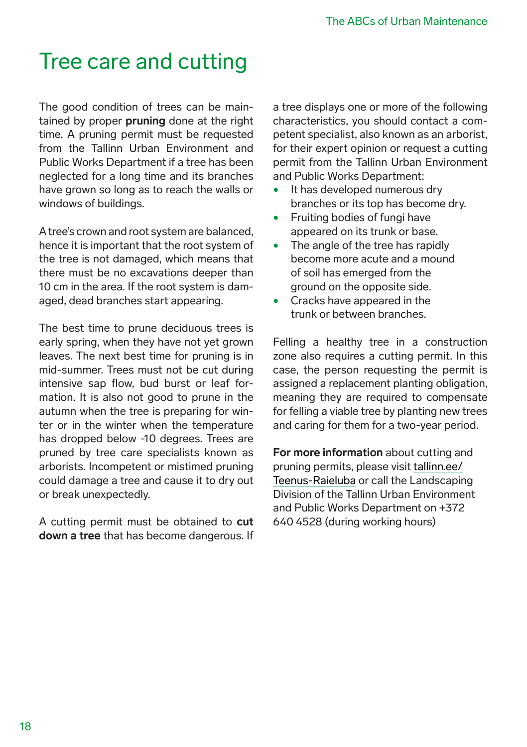# Tree care and cutting

The good condition of trees can be maintained by proper **pruning** done at the right time. A pruning permit must be requested from the Tallinn Urban Environment and Public Works Department if a tree has been neglected for a long time and its branches have grown so long as to reach the walls or windows of buildings.

A tree's crown and root system are balanced, hence it is important that the root system of the tree is not damaged, which means that there must be no excavations deeper than 10 cm in the area. If the root system is damaged, dead branches start appearing.

The best time to prune deciduous trees is early spring, when they have not yet grown leaves. The next best time for pruning is in mid-summer. Trees must not be cut during intensive sap flow, bud burst or leaf formation. It is also not good to prune in the autumn when the tree is preparing for winter or in the winter when the temperature has dropped below -10 degrees. Trees are pruned by tree care specialists known as arborists. Incompetent or mistimed pruning could damage a tree and cause it to dry out or break unexpectedly.

A cutting permit must be obtained to **cut down a tree** that has become dangerous. If a tree displays one or more of the following characteristics, you should contact a competent specialist, also known as an arborist, for their expert opinion or request a cutting permit from the Tallinn Urban Environment and Public Works Department:

- It has developed numerous dry branches or its top has become dry.
- Fruiting bodies of fungi have appeared on its trunk or base.
- The angle of the tree has rapidly become more acute and a mound of soil has emerged from the ground on the opposite side.
- Cracks have appeared in the trunk or between branches.

Felling a healthy tree in a construction zone also requires a cutting permit. In this case, the person requesting the permit is assigned a replacement planting obligation, meaning they are required to compensate for felling a viable tree by planting new trees and caring for them for a two-year period.

**For more information** about cutting and pruning permits, please visit tallinn.ee/Teenus-Raieluba or call the Landscaping Division of the Tallinn Urban Environment and Public Works Department on +372 640 4528 (during working hours)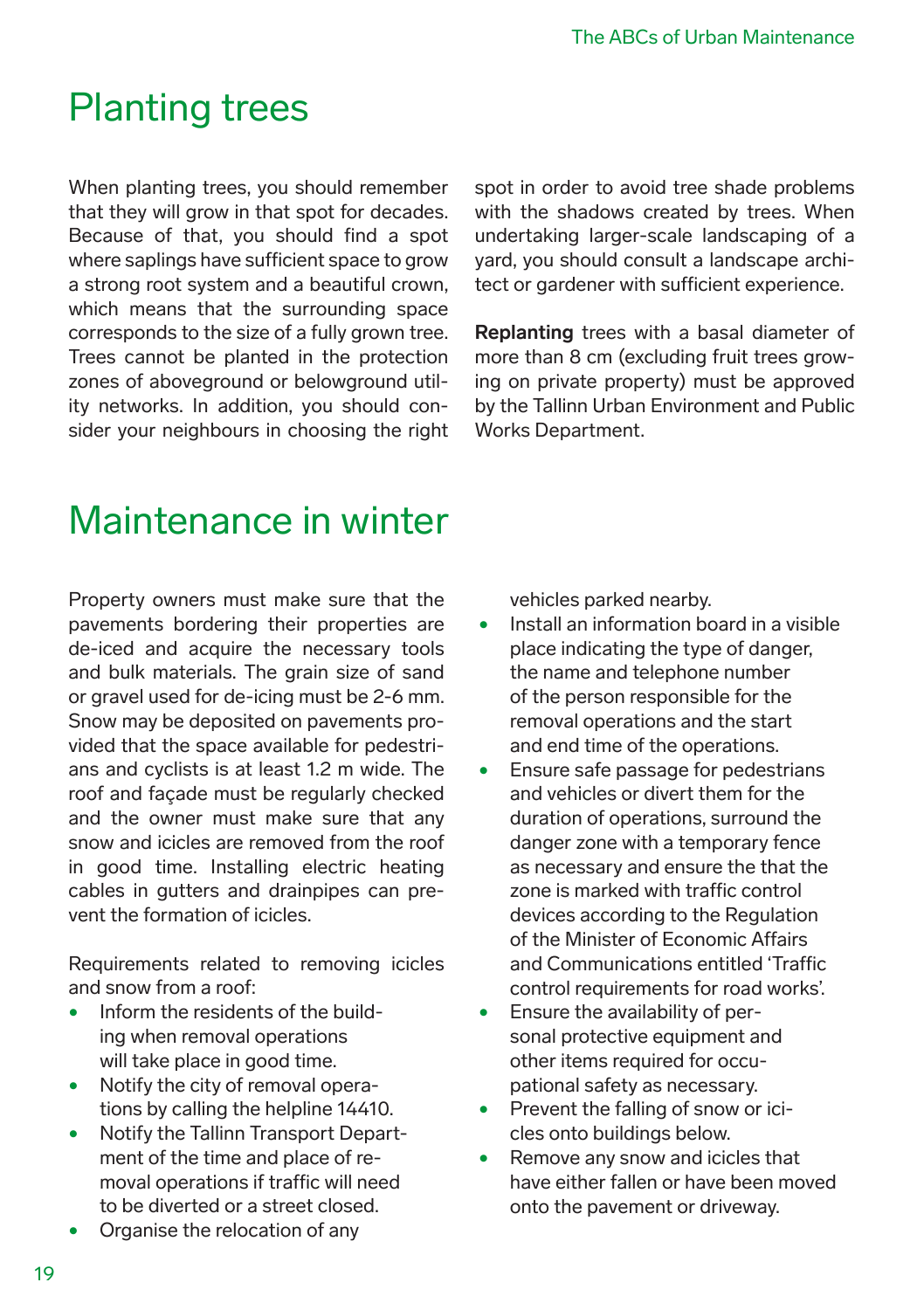# Planting trees

When planting trees, you should remember that they will grow in that spot for decades. Because of that, you should find a spot where saplings have sufficient space to grow a strong root system and a beautiful crown, which means that the surrounding space corresponds to the size of a fully grown tree. Trees cannot be planted in the protection zones of aboveground or belowground utility networks. In addition, you should consider your neighbours in choosing the right spot in order to avoid tree shade problems with the shadows created by trees. When undertaking larger-scale landscaping of a yard, you should consult a landscape architect or gardener with sufficient experience.

**Replanting** trees with a basal diameter of more than 8 cm (excluding fruit trees growing on private property) must be approved by the Tallinn Urban Environment and Public Works Department.

# Maintenance in winter

Property owners must make sure that the pavements bordering their properties are de-iced and acquire the necessary tools and bulk materials. The grain size of sand or gravel used for de-icing must be 2-6 mm. Snow may be deposited on pavements provided that the space available for pedestrians and cyclists is at least 1.2 m wide. The roof and façade must be regularly checked and the owner must make sure that any snow and icicles are removed from the roof in good time. Installing electric heating cables in gutters and drainpipes can prevent the formation of icicles.

Requirements related to removing icicles and snow from a roof:

- Inform the residents of the building when removal operations will take place in good time.
- Notify the city of removal operations by calling the helpline 14410.
- Notify the Tallinn Transport Department of the time and place of removal operations if traffic will need to be diverted or a street closed.
- Organise the relocation of any vehicles parked nearby.
- Install an information board in a visible place indicating the type of danger, the name and telephone number of the person responsible for the removal operations and the start and end time of the operations.
- Ensure safe passage for pedestrians and vehicles or divert them for the duration of operations, surround the danger zone with a temporary fence as necessary and ensure the that the zone is marked with traffic control devices according to the Regulation of the Minister of Economic Affairs and Communications entitled 'Traffic control requirements for road works'.
- Ensure the availability of personal protective equipment and other items required for occupational safety as necessary.
- Prevent the falling of snow or icicles onto buildings below.
- Remove any snow and icicles that have either fallen or have been moved onto the pavement or driveway.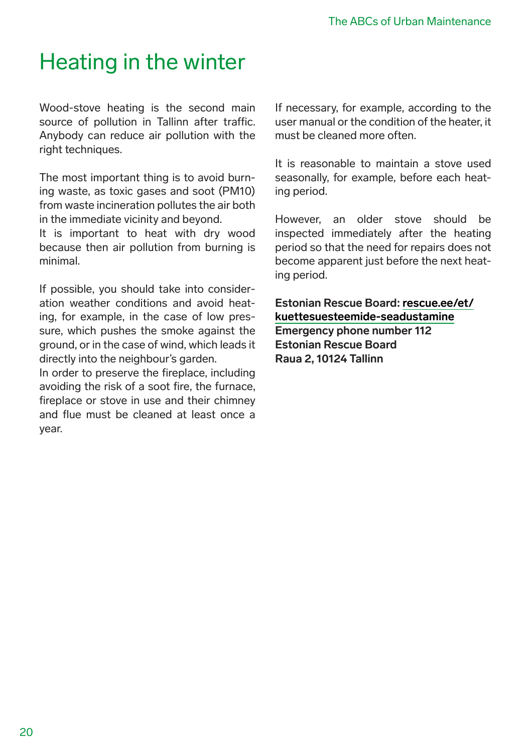# Heating in the winter

Wood-stove heating is the second main source of pollution in Tallinn after traffic. Anybody can reduce air pollution with the right techniques.

The most important thing is to avoid burning waste, as toxic gases and soot (PM10) from waste incineration pollutes the air both in the immediate vicinity and beyond.
It is important to heat with dry wood because then air pollution from burning is minimal.

If possible, you should take into consideration weather conditions and avoid heating, for example, in the case of low pressure, which pushes the smoke against the ground, or in the case of wind, which leads it directly into the neighbour's garden.
In order to preserve the fireplace, including avoiding the risk of a soot fire, the furnace, fireplace or stove in use and their chimney and flue must be cleaned at least once a year.

If necessary, for example, according to the user manual or the condition of the heater, it must be cleaned more often.

It is reasonable to maintain a stove used seasonally, for example, before each heating period.

However, an older stove should be inspected immediately after the heating period so that the need for repairs does not become apparent just before the next heating period.

**Estonian Rescue Board: rescue.ee/et/kuettesuesteemide-seadustamine**
**Emergency phone number 112**
**Estonian Rescue Board**
**Raua 2, 10124 Tallinn**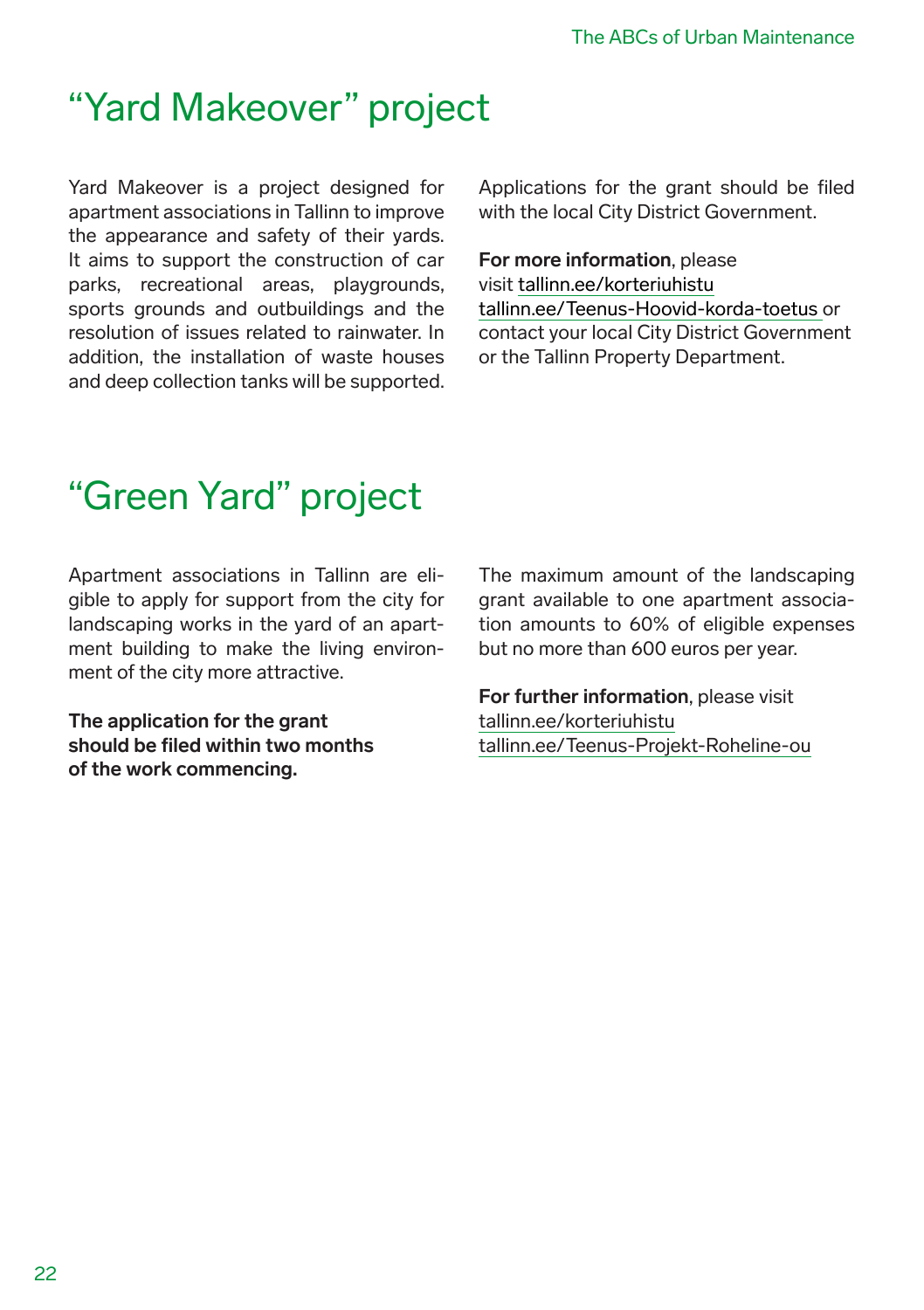# “Yard Makeover” project

Yard Makeover is a project designed for apartment associations in Tallinn to improve the appearance and safety of their yards. It aims to support the construction of car parks, recreational areas, playgrounds, sports grounds and outbuildings and the resolution of issues related to rainwater. In addition, the installation of waste houses and deep collection tanks will be supported.

Applications for the grant should be filed with the local City District Government.

**For more information**, please visit tallinn.ee/korteriuhistu tallinn.ee/Teenus-Hoovid-korda-toetus or contact your local City District Government or the Tallinn Property Department.

# “Green Yard” project

Apartment associations in Tallinn are eligible to apply for support from the city for landscaping works in the yard of an apartment building to make the living environment of the city more attractive.

**The application for the grant should be filed within two months of the work commencing.**

The maximum amount of the landscaping grant available to one apartment association amounts to 60% of eligible expenses but no more than 600 euros per year.

**For further information**, please visit tallinn.ee/korteriuhistu tallinn.ee/Teenus-Projekt-Roheline-ou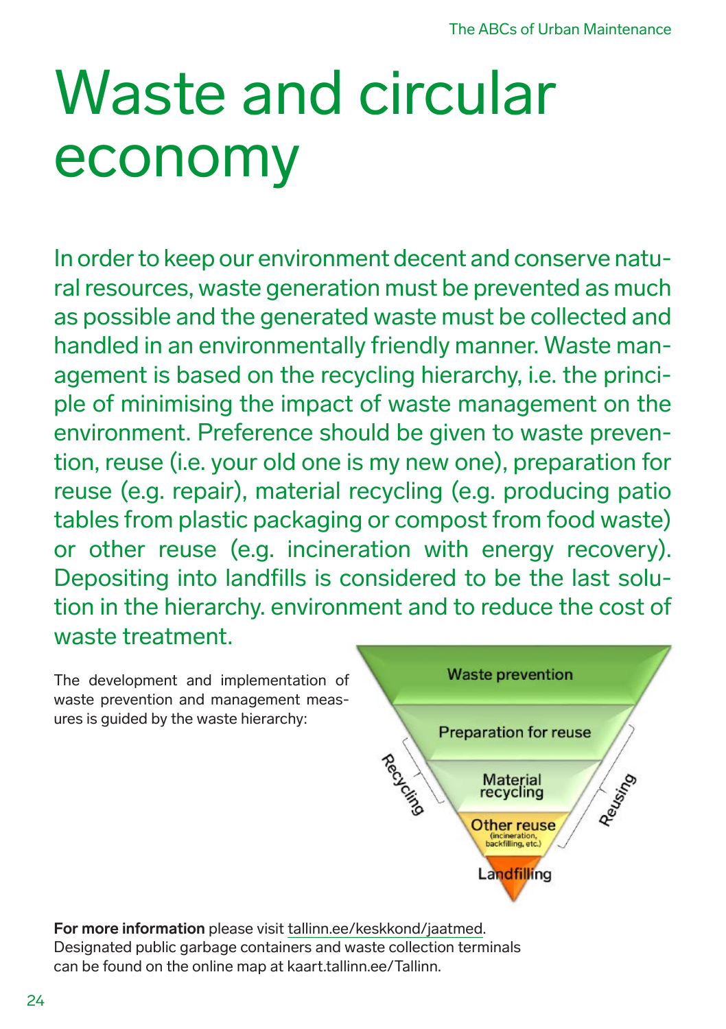# Waste and circular economy

In order to keep our environment decent and conserve natural resources, waste generation must be prevented as much as possible and the generated waste must be collected and handled in an environmentally friendly manner. Waste management is based on the recycling hierarchy, i.e. the principle of minimising the impact of waste management on the environment. Preference should be given to waste prevention, reuse (i.e. your old one is my new one), preparation for reuse (e.g. repair), material recycling (e.g. producing patio tables from plastic packaging or compost from food waste) or other reuse (e.g. incineration with energy recovery). Depositing into landfills is considered to be the last solution in the hierarchy. environment and to reduce the cost of waste treatment.

The development and implementation of waste prevention and management measures is guided by the waste hierarchy:

- Waste prevention
- Preparation for reuse
- Material recycling
- Other reuse (incineration, backfilling, etc.)
- Landfilling

Recycling

Reusing

**For more information** please visit tallinn.ee/keskkond/jaatmed. Designated public garbage containers and waste collection terminals can be found on the online map at kaart.tallinn.ee/Tallinn.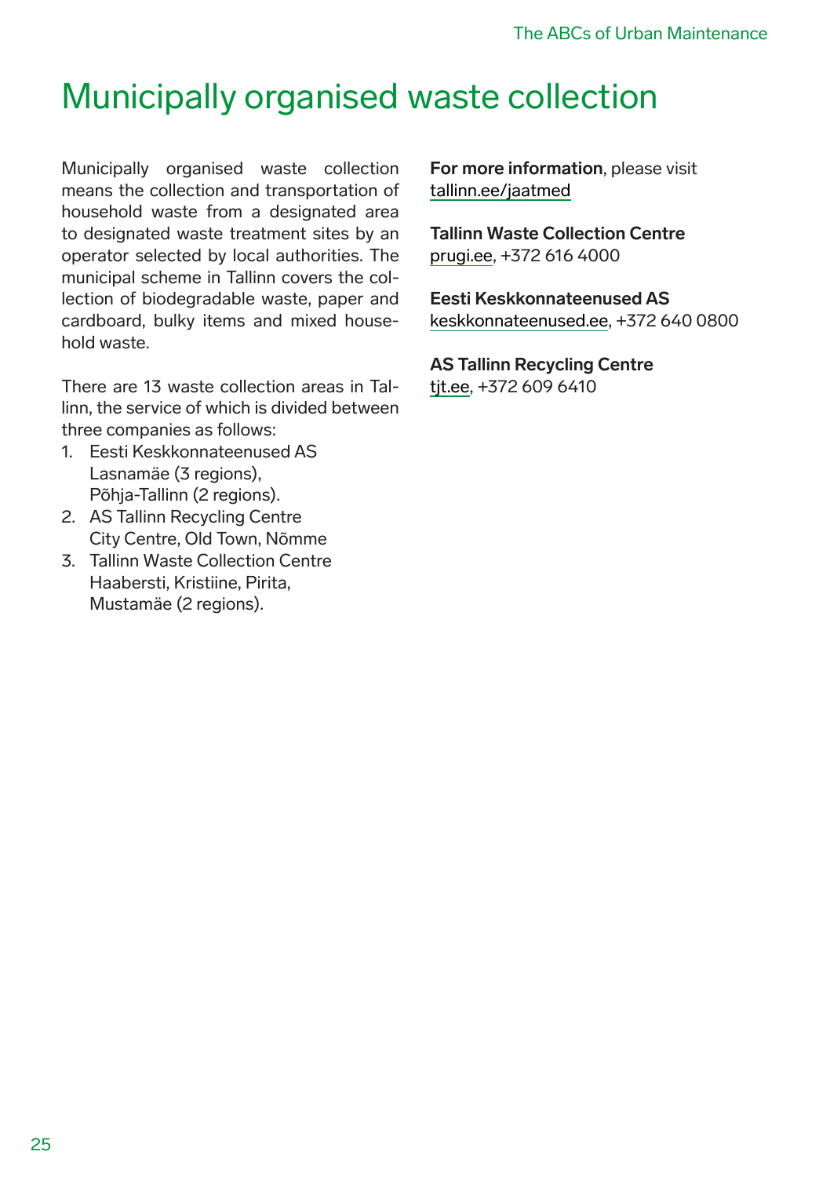# Municipally organised waste collection

Municipally organised waste collection means the collection and transportation of household waste from a designated area to designated waste treatment sites by an operator selected by local authorities. The municipal scheme in Tallinn covers the collection of biodegradable waste, paper and cardboard, bulky items and mixed household waste.

There are 13 waste collection areas in Tallinn, the service of which is divided between three companies as follows:

1. Eesti Keskkonnateenused AS
   Lasnamäe (3 regions),
   Põhja-Tallinn (2 regions).
2. AS Tallinn Recycling Centre
   City Centre, Old Town, Nõmme
3. Tallinn Waste Collection Centre
   Haabersti, Kristiine, Pirita,
   Mustamäe (2 regions).

**For more information**, please visit tallinn.ee/jaatmed

**Tallinn Waste Collection Centre**
prugi.ee, +372 616 4000

**Eesti Keskkonnateenused AS**
keskkonnateenused.ee, +372 640 0800

**AS Tallinn Recycling Centre**
tjt.ee, +372 609 6410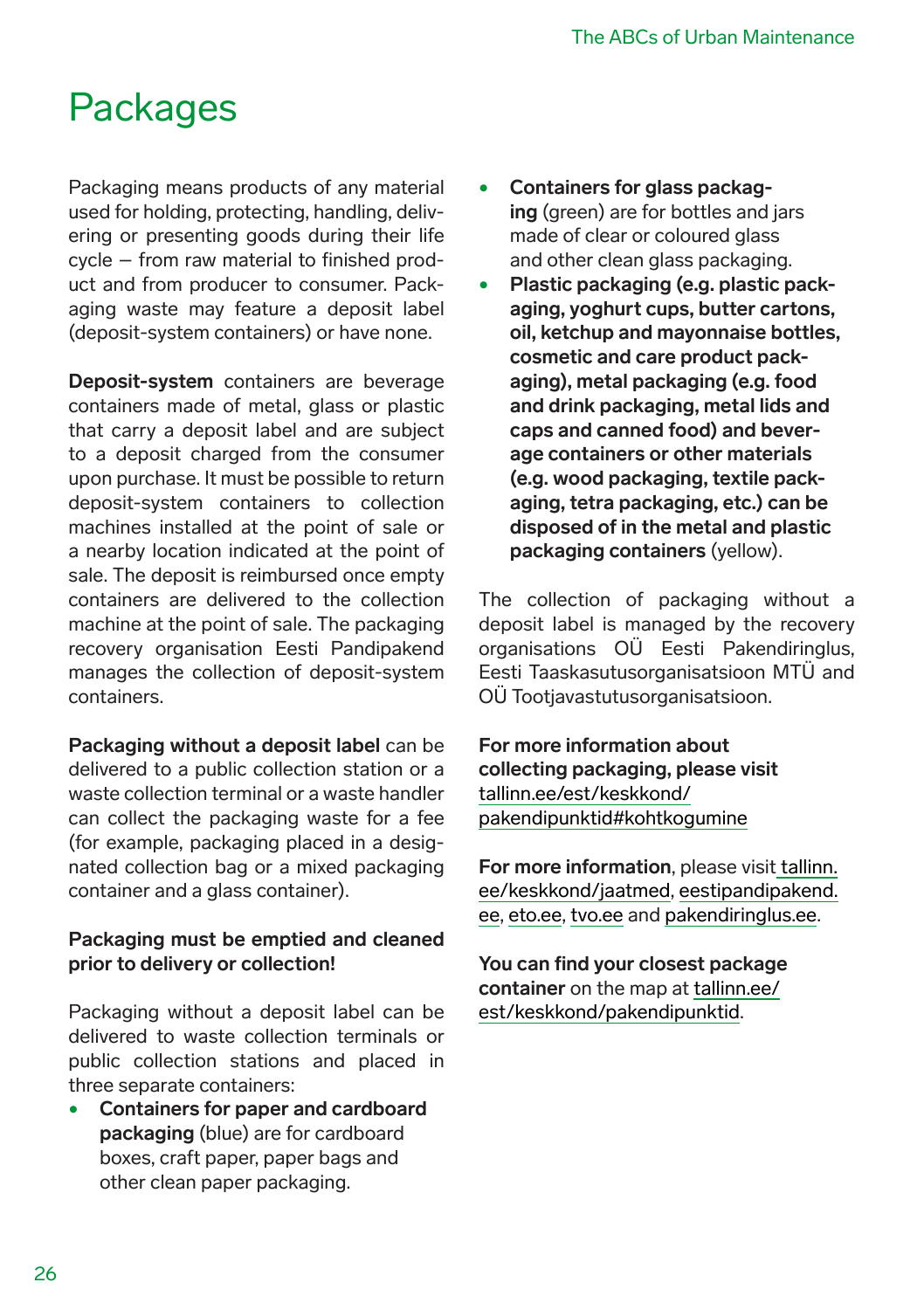# Packages

Packaging means products of any material used for holding, protecting, handling, delivering or presenting goods during their life cycle – from raw material to finished product and from producer to consumer. Packaging waste may feature a deposit label (deposit-system containers) or have none.

**Deposit-system** containers are beverage containers made of metal, glass or plastic that carry a deposit label and are subject to a deposit charged from the consumer upon purchase. It must be possible to return deposit-system containers to collection machines installed at the point of sale or a nearby location indicated at the point of sale. The deposit is reimbursed once empty containers are delivered to the collection machine at the point of sale. The packaging recovery organisation Eesti Pandipakend manages the collection of deposit-system containers.

**Packaging without a deposit label** can be delivered to a public collection station or a waste collection terminal or a waste handler can collect the packaging waste for a fee (for example, packaging placed in a designated collection bag or a mixed packaging container and a glass container).

**Packaging must be emptied and cleaned prior to delivery or collection!**

Packaging without a deposit label can be delivered to waste collection terminals or public collection stations and placed in three separate containers:

- **Containers for paper and cardboard packaging** (blue) are for cardboard boxes, craft paper, paper bags and other clean paper packaging.
- **Containers for glass packaging** (green) are for bottles and jars made of clear or coloured glass and other clean glass packaging.
- **Plastic packaging (e.g. plastic packaging, yoghurt cups, butter cartons, oil, ketchup and mayonnaise bottles, cosmetic and care product packaging), metal packaging (e.g. food and drink packaging, metal lids and caps and canned food) and beverage containers or other materials (e.g. wood packaging, textile packaging, tetra packaging, etc.) can be disposed of in the metal and plastic packaging containers** (yellow).

The collection of packaging without a deposit label is managed by the recovery organisations OÜ Eesti Pakendiringlus, Eesti Taaskasutusorganisatsioon MTÜ and OÜ Tootjavastutusorganisatsioon.

**For more information about collecting packaging, please visit** tallinn.ee/est/keskkond/pakendipunktid#kohtkogumine

**For more information**, please visit tallinn.ee/keskkond/jaatmed, eestipandipakend.ee, eto.ee, tvo.ee and pakendiringlus.ee.

**You can find your closest package container** on the map at tallinn.ee/est/keskkond/pakendipunktid.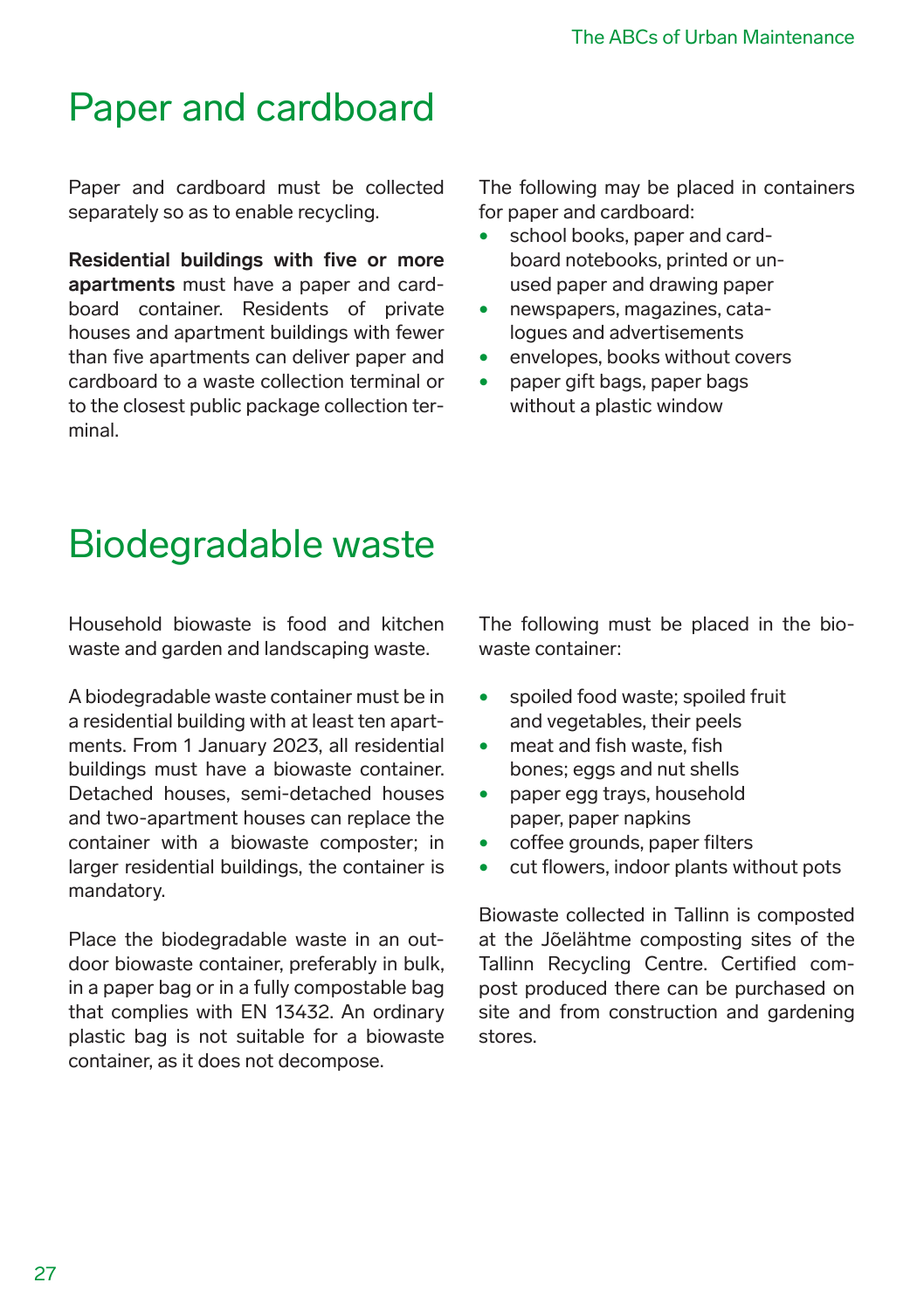# Paper and cardboard

Paper and cardboard must be collected separately so as to enable recycling.

**Residential buildings with five or more apartments** must have a paper and cardboard container. Residents of private houses and apartment buildings with fewer than five apartments can deliver paper and cardboard to a waste collection terminal or to the closest public package collection terminal.

The following may be placed in containers for paper and cardboard:

- school books, paper and cardboard notebooks, printed or unused paper and drawing paper
- newspapers, magazines, catalogues and advertisements
- envelopes, books without covers
- paper gift bags, paper bags without a plastic window

# Biodegradable waste

Household biowaste is food and kitchen waste and garden and landscaping waste.

A biodegradable waste container must be in a residential building with at least ten apartments. From 1 January 2023, all residential buildings must have a biowaste container. Detached houses, semi-detached houses and two-apartment houses can replace the container with a biowaste composter; in larger residential buildings, the container is mandatory.

Place the biodegradable waste in an outdoor biowaste container, preferably in bulk, in a paper bag or in a fully compostable bag that complies with EN 13432. An ordinary plastic bag is not suitable for a biowaste container, as it does not decompose.

The following must be placed in the biowaste container:

- spoiled food waste; spoiled fruit and vegetables, their peels
- meat and fish waste, fish bones; eggs and nut shells
- paper egg trays, household paper, paper napkins
- coffee grounds, paper filters
- cut flowers, indoor plants without pots

Biowaste collected in Tallinn is composted at the Jõelähtme composting sites of the Tallinn Recycling Centre. Certified compost produced there can be purchased on site and from construction and gardening stores.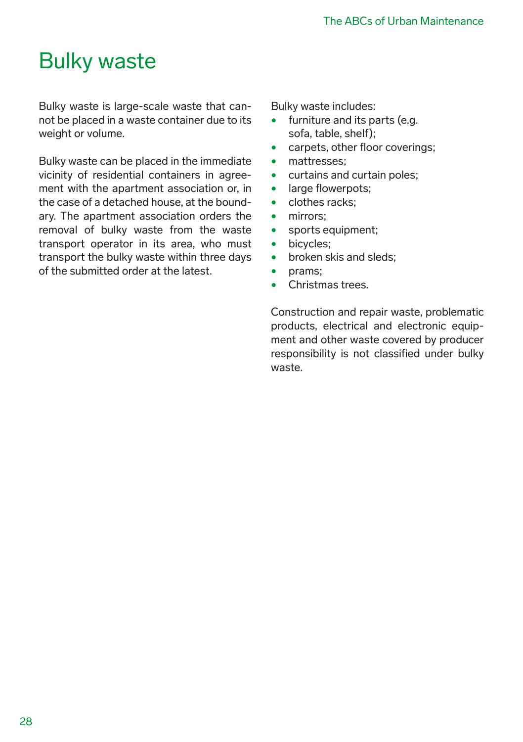# Bulky waste

Bulky waste is large-scale waste that cannot be placed in a waste container due to its weight or volume.

Bulky waste can be placed in the immediate vicinity of residential containers in agreement with the apartment association or, in the case of a detached house, at the boundary. The apartment association orders the removal of bulky waste from the waste transport operator in its area, who must transport the bulky waste within three days of the submitted order at the latest.

Bulky waste includes:

- furniture and its parts (e.g. sofa, table, shelf);
- carpets, other floor coverings;
- mattresses;
- curtains and curtain poles;
- large flowerpots;
- clothes racks;
- mirrors;
- sports equipment;
- bicycles;
- broken skis and sleds;
- prams;
- Christmas trees.

Construction and repair waste, problematic products, electrical and electronic equipment and other waste covered by producer responsibility is not classified under bulky waste.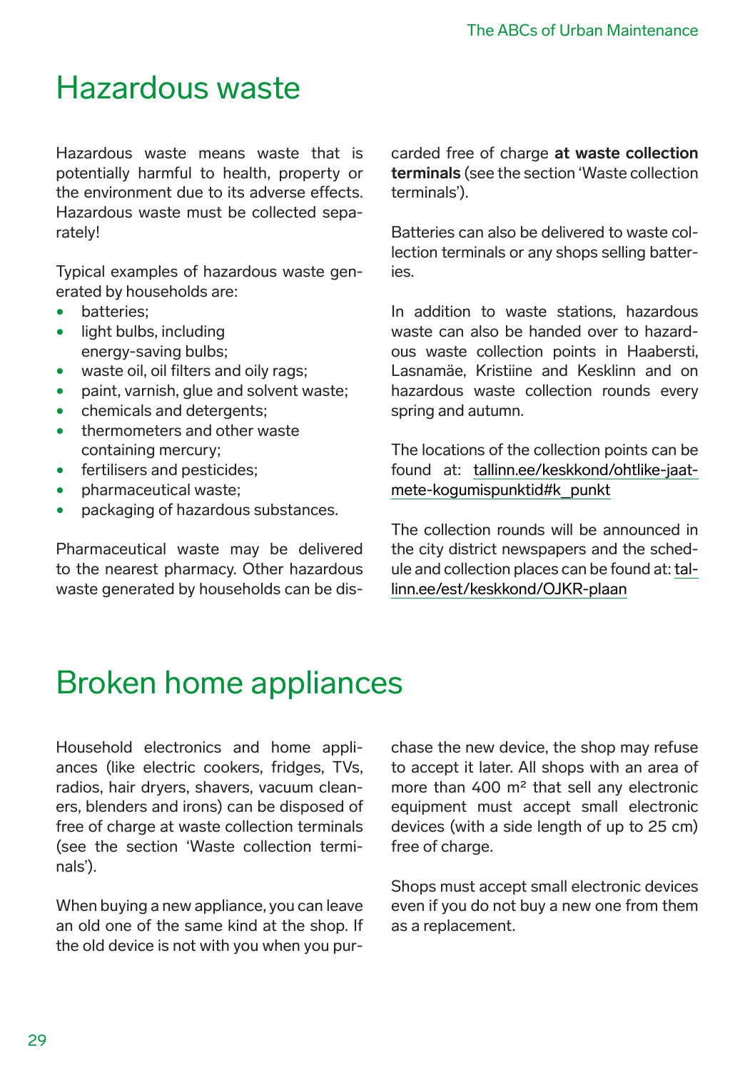# Hazardous waste

Hazardous waste means waste that is potentially harmful to health, property or the environment due to its adverse effects. Hazardous waste must be collected separately!

Typical examples of hazardous waste generated by households are:

- batteries;
- light bulbs, including energy-saving bulbs;
- waste oil, oil filters and oily rags;
- paint, varnish, glue and solvent waste;
- chemicals and detergents;
- thermometers and other waste containing mercury;
- fertilisers and pesticides;
- pharmaceutical waste;
- packaging of hazardous substances.

Pharmaceutical waste may be delivered to the nearest pharmacy. Other hazardous waste generated by households can be discarded free of charge **at waste collection terminals** (see the section 'Waste collection terminals').

Batteries can also be delivered to waste collection terminals or any shops selling batteries.

In addition to waste stations, hazardous waste can also be handed over to hazardous waste collection points in Haabersti, Lasnamäe, Kristiine and Kesklinn and on hazardous waste collection rounds every spring and autumn.

The locations of the collection points can be found at: tallinn.ee/keskkond/ohtlike-jaatmete-kogumispunktid#k_punkt

The collection rounds will be announced in the city district newspapers and the schedule and collection places can be found at: tallinn.ee/est/keskkond/OJKR-plaan

# Broken home appliances

Household electronics and home appliances (like electric cookers, fridges, TVs, radios, hair dryers, shavers, vacuum cleaners, blenders and irons) can be disposed of free of charge at waste collection terminals (see the section 'Waste collection terminals').

When buying a new appliance, you can leave an old one of the same kind at the shop. If the old device is not with you when you purchase the new device, the shop may refuse to accept it later. All shops with an area of more than 400 m² that sell any electronic equipment must accept small electronic devices (with a side length of up to 25 cm) free of charge.

Shops must accept small electronic devices even if you do not buy a new one from them as a replacement.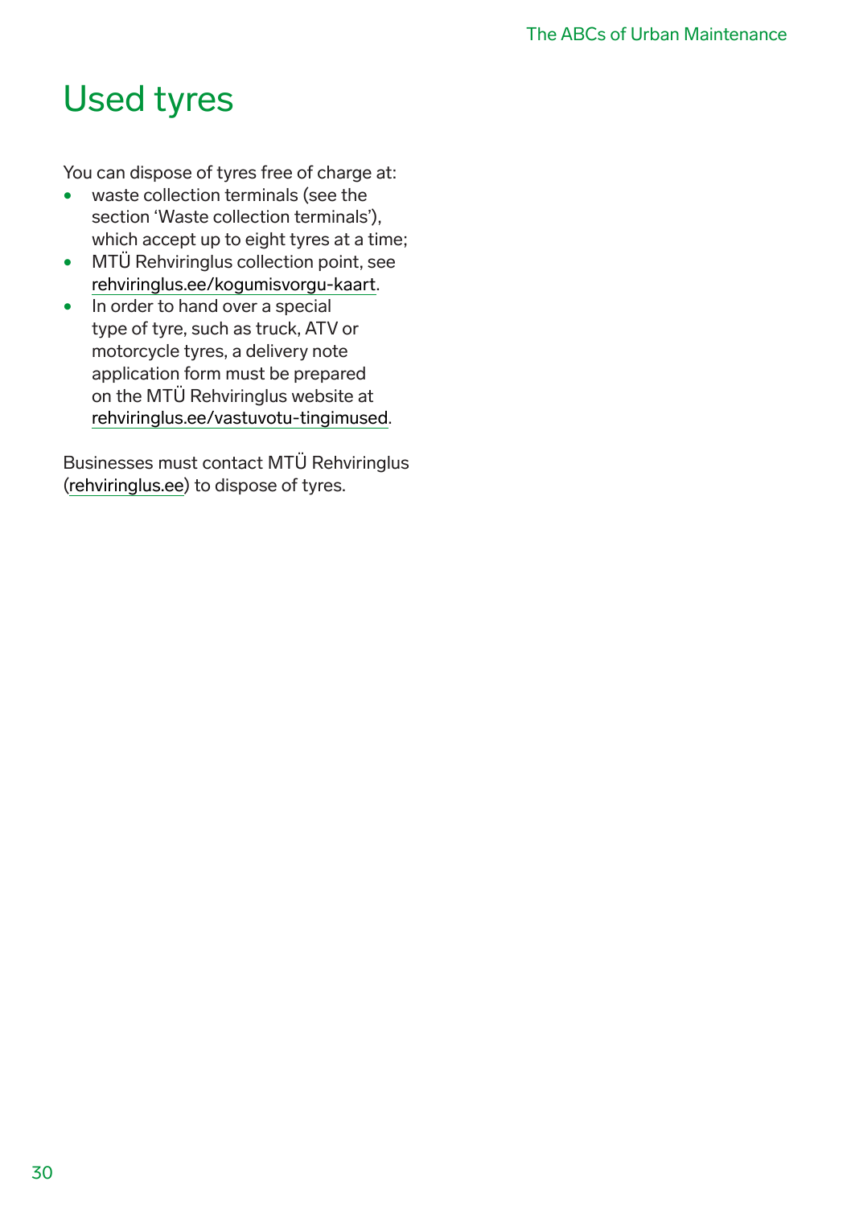# Used tyres

You can dispose of tyres free of charge at:

- waste collection terminals (see the section 'Waste collection terminals'), which accept up to eight tyres at a time;
- MTÜ Rehviringlus collection point, see rehviringlus.ee/kogumisvorgu-kaart.
- In order to hand over a special type of tyre, such as truck, ATV or motorcycle tyres, a delivery note application form must be prepared on the MTÜ Rehviringlus website at rehviringlus.ee/vastuvotu-tingimused.

Businesses must contact MTÜ Rehviringlus (rehviringlus.ee) to dispose of tyres.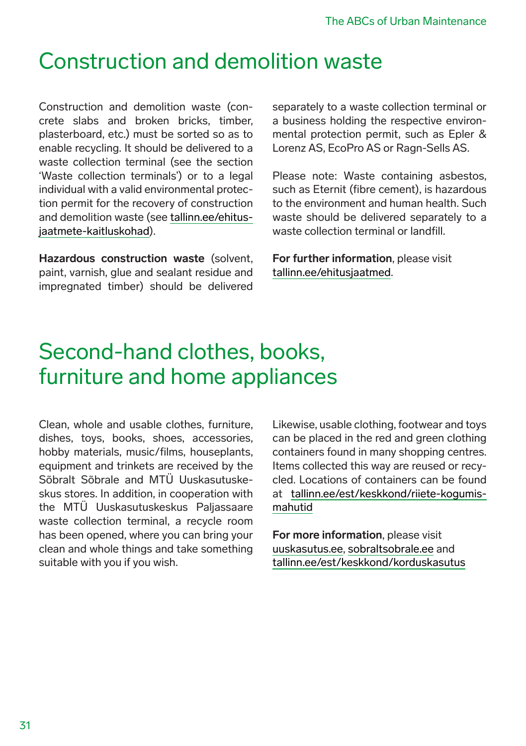# Construction and demolition waste

Construction and demolition waste (concrete slabs and broken bricks, timber, plasterboard, etc.) must be sorted so as to enable recycling. It should be delivered to a waste collection terminal (see the section 'Waste collection terminals') or to a legal individual with a valid environmental protection permit for the recovery of construction and demolition waste (see tallinn.ee/ehitusjaatmete-kaitluskohad).

**Hazardous construction waste** (solvent, paint, varnish, glue and sealant residue and impregnated timber) should be delivered separately to a waste collection terminal or a business holding the respective environmental protection permit, such as Epler & Lorenz AS, EcoPro AS or Ragn-Sells AS.

Please note: Waste containing asbestos, such as Eternit (fibre cement), is hazardous to the environment and human health. Such waste should be delivered separately to a waste collection terminal or landfill.

**For further information**, please visit tallinn.ee/ehitusjaatmed.

# Second-hand clothes, books, furniture and home appliances

Clean, whole and usable clothes, furniture, dishes, toys, books, shoes, accessories, hobby materials, music/films, houseplants, equipment and trinkets are received by the Sõbralt Sõbrale and MTÜ Uuskasutuskeskus stores. In addition, in cooperation with the MTÜ Uuskasutuskeskus Paljassaare waste collection terminal, a recycle room has been opened, where you can bring your clean and whole things and take something suitable with you if you wish.

Likewise, usable clothing, footwear and toys can be placed in the red and green clothing containers found in many shopping centres. Items collected this way are reused or recycled. Locations of containers can be found at tallinn.ee/est/keskkond/riiete-kogumismahutid

**For more information**, please visit uuskasutus.ee, sobraltsobrale.ee and tallinn.ee/est/keskkond/korduskasutus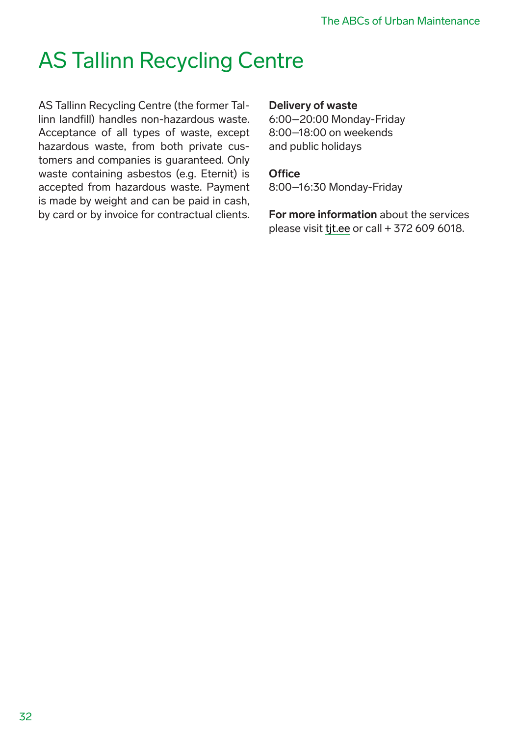# AS Tallinn Recycling Centre

AS Tallinn Recycling Centre (the former Tallinn landfill) handles non-hazardous waste. Acceptance of all types of waste, except hazardous waste, from both private customers and companies is guaranteed. Only waste containing asbestos (e.g. Eternit) is accepted from hazardous waste. Payment is made by weight and can be paid in cash, by card or by invoice for contractual clients.

**Delivery of waste**
6:00–20:00 Monday-Friday
8:00–18:00 on weekends
and public holidays

**Office**
8:00–16:30 Monday-Friday

**For more information** about the services please visit tjt.ee or call + 372 609 6018.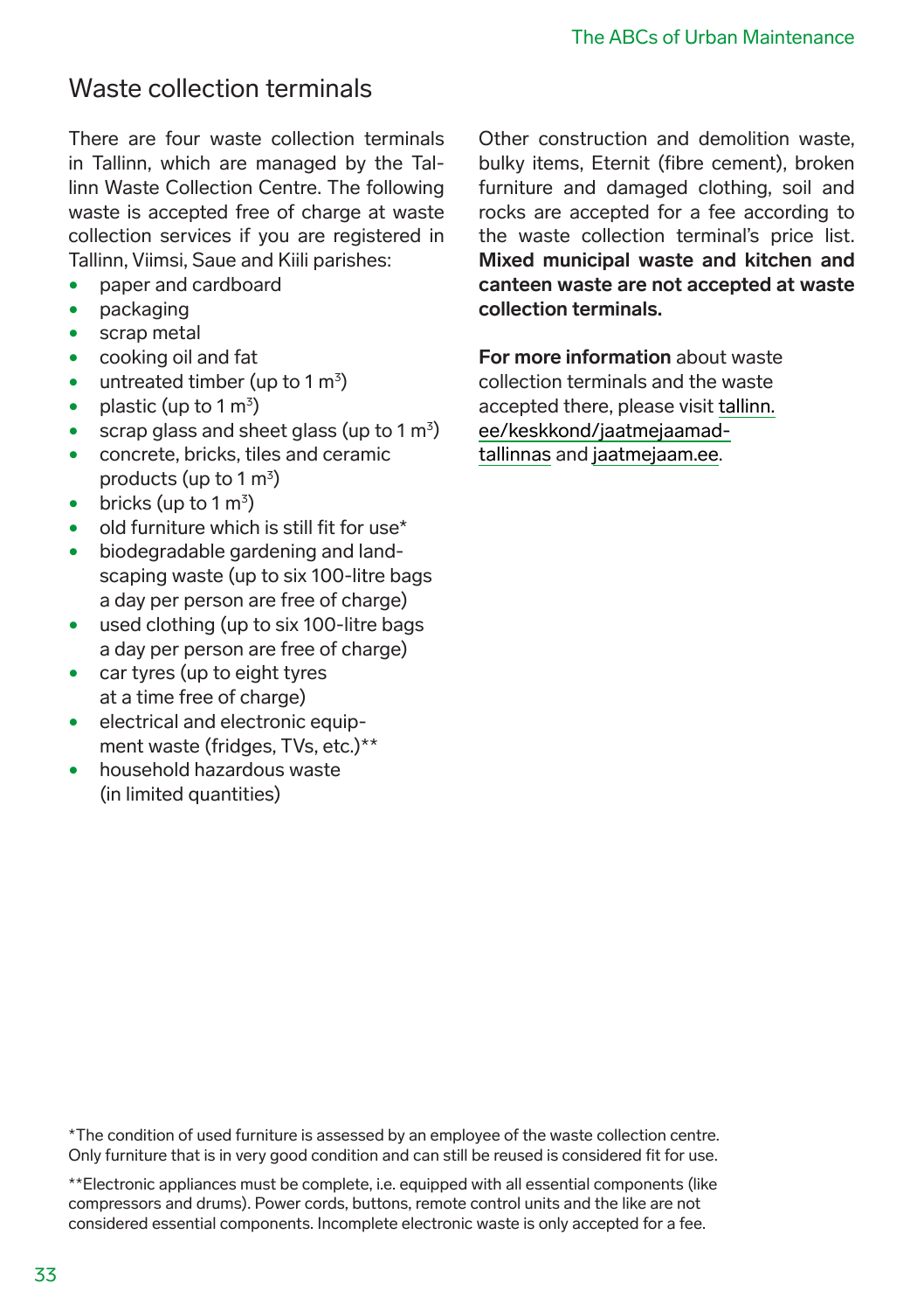## Waste collection terminals

There are four waste collection terminals in Tallinn, which are managed by the Tallinn Waste Collection Centre. The following waste is accepted free of charge at waste collection services if you are registered in Tallinn, Viimsi, Saue and Kiili parishes:

- paper and cardboard
- packaging
- scrap metal
- cooking oil and fat
- untreated timber (up to 1 $m^3$)
- plastic (up to 1 $m^3$)
- scrap glass and sheet glass (up to 1 $m^3$)
- concrete, bricks, tiles and ceramic products (up to 1 $m^3$)
- bricks (up to 1 $m^3$)
- old furniture which is still fit for use*
- biodegradable gardening and landscaping waste (up to six 100-litre bags a day per person are free of charge)
- used clothing (up to six 100-litre bags a day per person are free of charge)
- car tyres (up to eight tyres at a time free of charge)
- electrical and electronic equipment waste (fridges, TVs, etc.)**
- household hazardous waste (in limited quantities)

Other construction and demolition waste, bulky items, Eternit (fibre cement), broken furniture and damaged clothing, soil and rocks are accepted for a fee according to the waste collection terminal's price list. **Mixed municipal waste and kitchen and canteen waste are not accepted at waste collection terminals.**

**For more information** about waste collection terminals and the waste accepted there, please visit tallinn.ee/keskkond/jaatmejaamad-tallinnas and jaatmejaam.ee.

*The condition of used furniture is assessed by an employee of the waste collection centre. Only furniture that is in very good condition and can still be reused is considered fit for use.

**Electronic appliances must be complete, i.e. equipped with all essential components (like compressors and drums). Power cords, buttons, remote control units and the like are not considered essential components. Incomplete electronic waste is only accepted for a fee.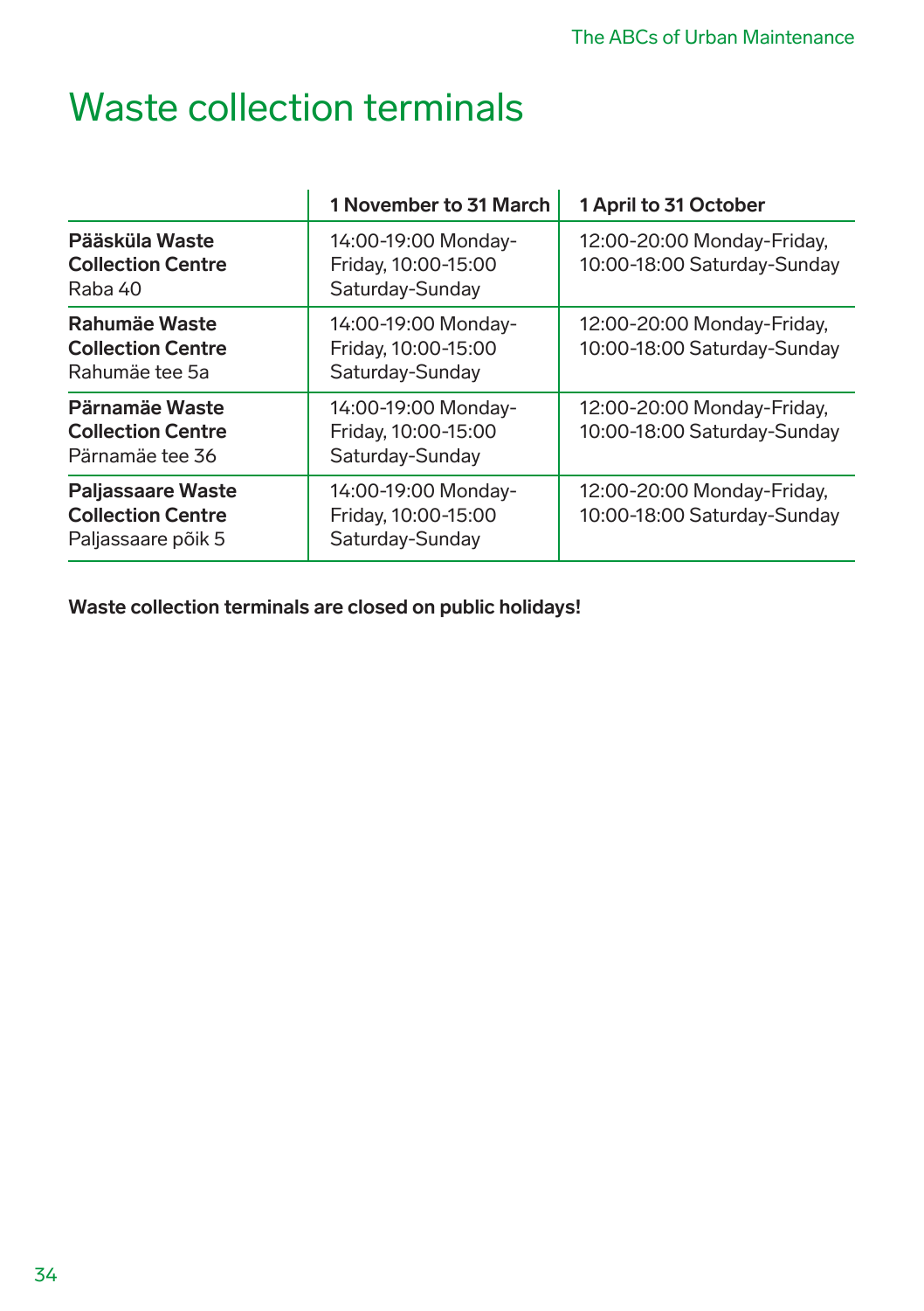# Waste collection terminals

| | 1 November to 31 March | 1 April to 31 October |
|---|---|---|
| **Pääsküla Waste Collection Centre** Raba 40 | 14:00-19:00 Monday-Friday, 10:00-15:00 Saturday-Sunday | 12:00-20:00 Monday-Friday, 10:00-18:00 Saturday-Sunday |
| **Rahumäe Waste Collection Centre** Rahumäe tee 5a | 14:00-19:00 Monday-Friday, 10:00-15:00 Saturday-Sunday | 12:00-20:00 Monday-Friday, 10:00-18:00 Saturday-Sunday |
| **Pärnamäe Waste Collection Centre** Pärnamäe tee 36 | 14:00-19:00 Monday-Friday, 10:00-15:00 Saturday-Sunday | 12:00-20:00 Monday-Friday, 10:00-18:00 Saturday-Sunday |
| **Paljassaare Waste Collection Centre** Paljassaare põik 5 | 14:00-19:00 Monday-Friday, 10:00-15:00 Saturday-Sunday | 12:00-20:00 Monday-Friday, 10:00-18:00 Saturday-Sunday |

**Waste collection terminals are closed on public holidays!**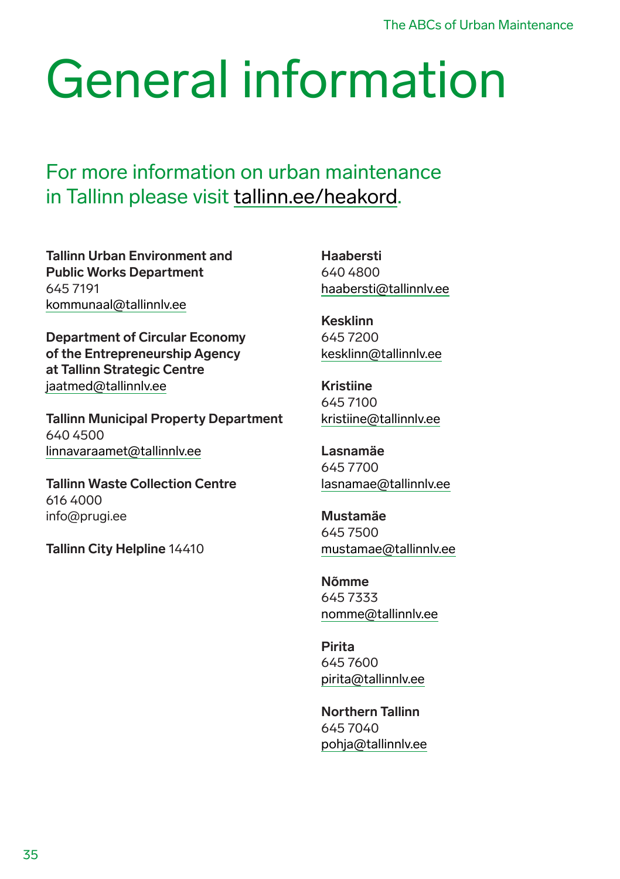# General information

## For more information on urban maintenance in Tallinn please visit tallinn.ee/heakord.

**Tallinn Urban Environment and Public Works Department**
645 7191
kommunaal@tallinnlv.ee

**Department of Circular Economy of the Entrepreneurship Agency at Tallinn Strategic Centre**
jaatmed@tallinnlv.ee

**Tallinn Municipal Property Department**
640 4500
linnavaraamet@tallinnlv.ee

**Tallinn Waste Collection Centre**
616 4000
info@prugi.ee

**Tallinn City Helpline** 14410

**Haabersti**
640 4800
haabersti@tallinnlv.ee

**Kesklinn**
645 7200
kesklinn@tallinnlv.ee

**Kristiine**
645 7100
kristiine@tallinnlv.ee

**Lasnamäe**
645 7700
lasnamae@tallinnlv.ee

**Mustamäe**
645 7500
mustamae@tallinnlv.ee

**Nõmme**
645 7333
nomme@tallinnlv.ee

**Pirita**
645 7600
pirita@tallinnlv.ee

**Northern Tallinn**
645 7040
pohja@tallinnlv.ee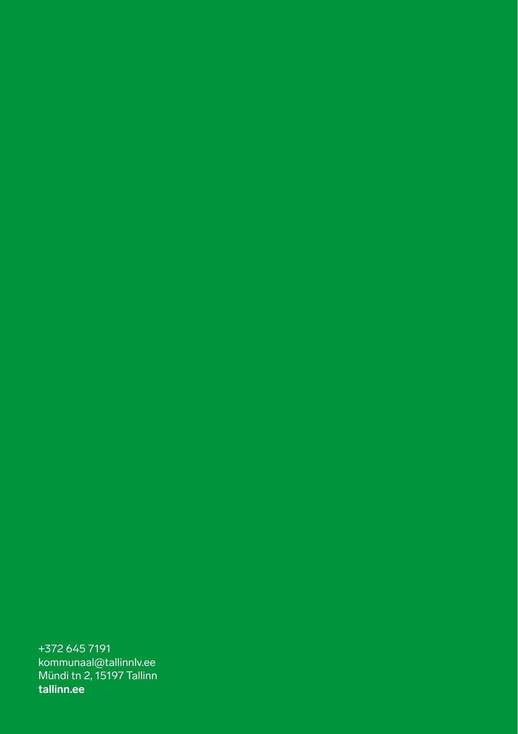+372 645 7191
kommunaal@tallinnlv.ee
Mündi tn 2, 15197 Tallinn
**tallinn.ee**